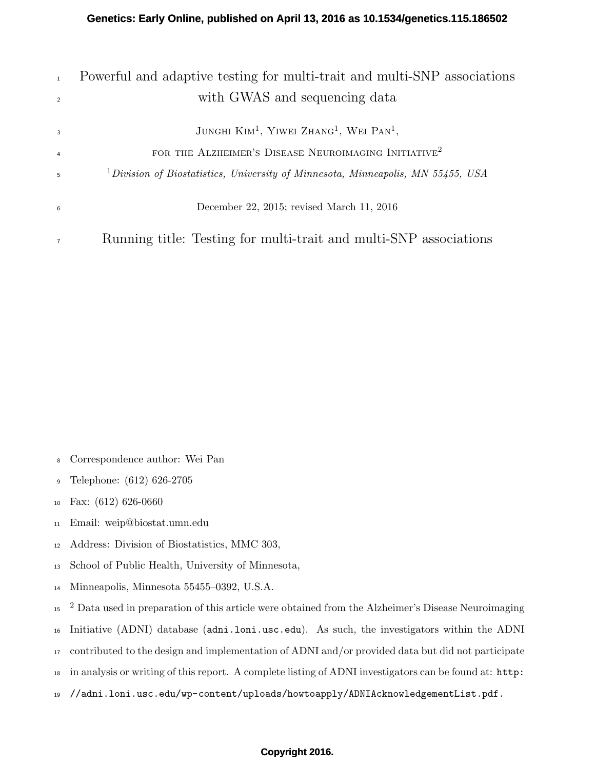Genetics: Early Online, published on April 13, 2016 as 10.1534/genetics.115.186502

# Powerful and adaptive testing for multi-trait and multi-SNP associations with GWAS and sequencing data

Junghi Kim[1], Yiwei Zhang[1], Wei Pan[1],

for the Alzheimer's Disease Neuroimaging Initiative[2]

[1] *Division of Biostatistics, University of Minnesota, Minneapolis, MN 55455, USA*

December 22, 2015; revised March 11, 2016

Running title: Testing for multi-trait and multi-SNP associations

Correspondence author: Wei Pan

Telephone: (612) 626-2705

Fax: (612) 626-0660

Email: weip@biostat.umn.edu

Address: Division of Biostatistics, MMC 303,

School of Public Health, University of Minnesota,

Minneapolis, Minnesota 55455–0392, U.S.A.

[2] Data used in preparation of this article were obtained from the Alzheimer's Disease Neuroimaging Initiative (ADNI) database (adni.loni.usc.edu). As such, the investigators within the ADNI contributed to the design and implementation of ADNI and/or provided data but did not participate in analysis or writing of this report. A complete listing of ADNI investigators can be found at: http://adni.loni.usc.edu/wp-content/uploads/howtoapply/ADNIAcknowledgementList.pdf.

Copyright 2016.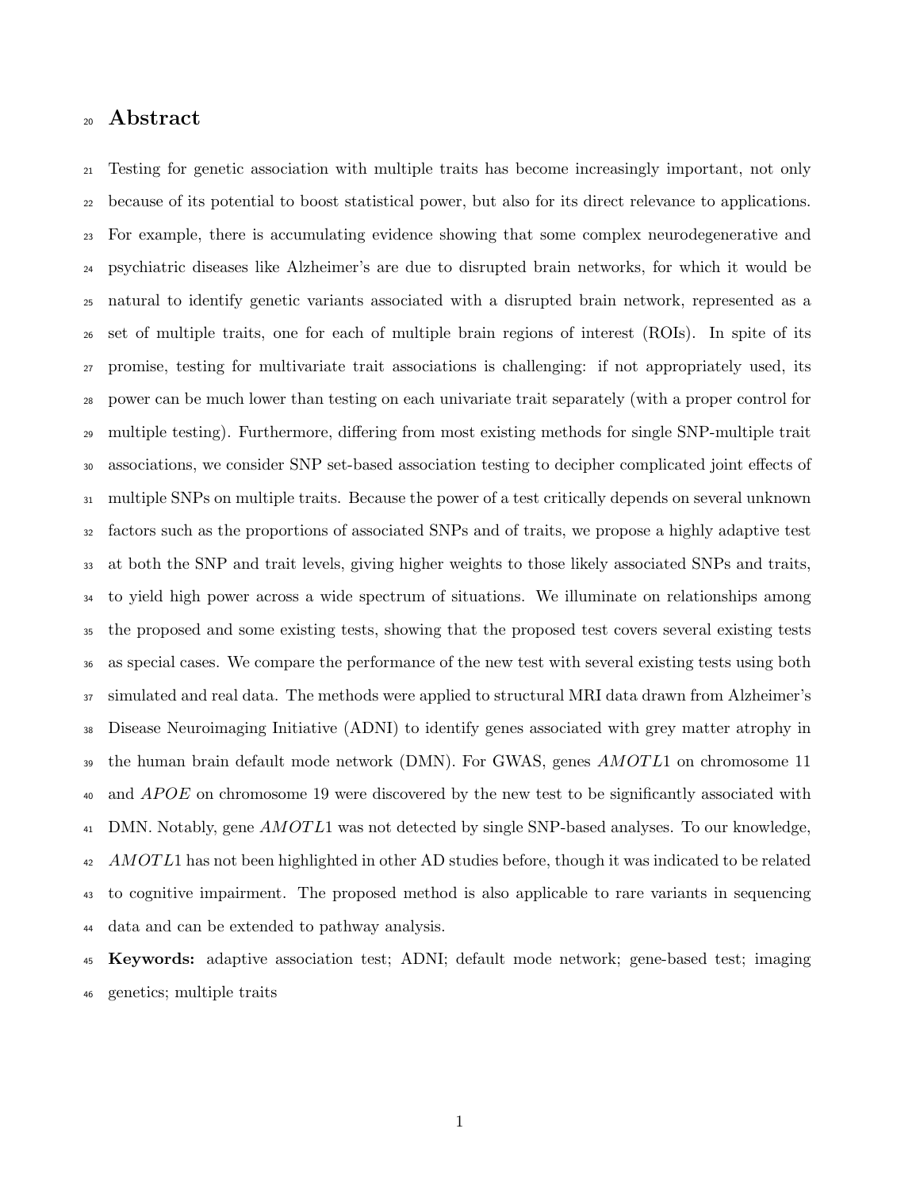# Abstract

Testing for genetic association with multiple traits has become increasingly important, not only because of its potential to boost statistical power, but also for its direct relevance to applications. For example, there is accumulating evidence showing that some complex neurodegenerative and psychiatric diseases like Alzheimer's are due to disrupted brain networks, for which it would be natural to identify genetic variants associated with a disrupted brain network, represented as a set of multiple traits, one for each of multiple brain regions of interest (ROIs). In spite of its promise, testing for multivariate trait associations is challenging: if not appropriately used, its power can be much lower than testing on each univariate trait separately (with a proper control for multiple testing). Furthermore, differing from most existing methods for single SNP-multiple trait associations, we consider SNP set-based association testing to decipher complicated joint effects of multiple SNPs on multiple traits. Because the power of a test critically depends on several unknown factors such as the proportions of associated SNPs and of traits, we propose a highly adaptive test at both the SNP and trait levels, giving higher weights to those likely associated SNPs and traits, to yield high power across a wide spectrum of situations. We illuminate on relationships among the proposed and some existing tests, showing that the proposed test covers several existing tests as special cases. We compare the performance of the new test with several existing tests using both simulated and real data. The methods were applied to structural MRI data drawn from Alzheimer's Disease Neuroimaging Initiative (ADNI) to identify genes associated with grey matter atrophy in the human brain default mode network (DMN). For GWAS, genes $AMOTL1$ on chromosome 11 and $APOE$ on chromosome 19 were discovered by the new test to be significantly associated with DMN. Notably, gene $AMOTL1$ was not detected by single SNP-based analyses. To our knowledge, $AMOTL1$ has not been highlighted in other AD studies before, though it was indicated to be related to cognitive impairment. The proposed method is also applicable to rare variants in sequencing data and can be extended to pathway analysis.

**Keywords:** adaptive association test; ADNI; default mode network; gene-based test; imaging genetics; multiple traits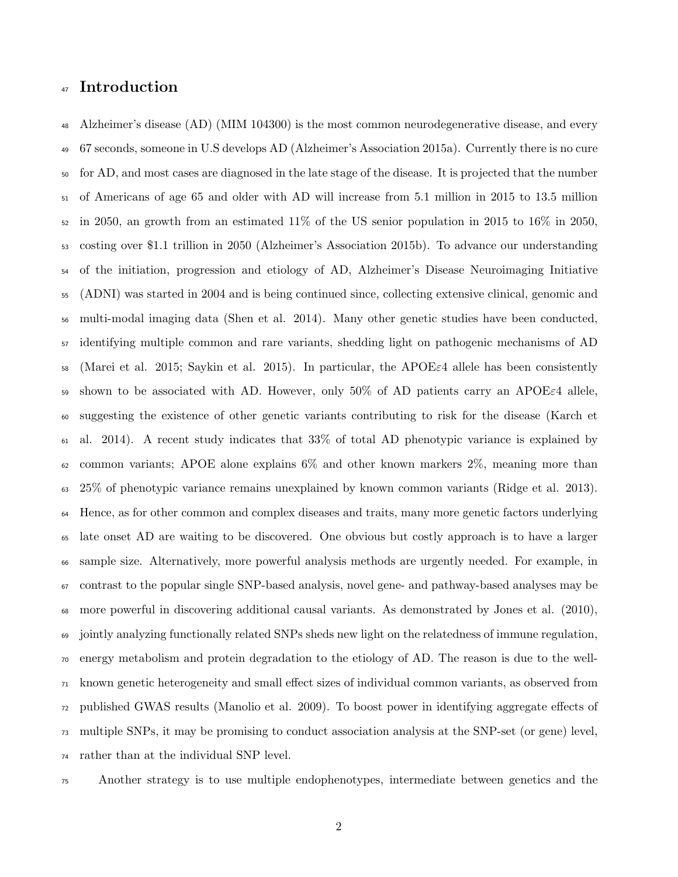# Introduction

Alzheimer's disease (AD) (MIM 104300) is the most common neurodegenerative disease, and every 67 seconds, someone in U.S develops AD (Alzheimer's Association 2015a). Currently there is no cure for AD, and most cases are diagnosed in the late stage of the disease. It is projected that the number of Americans of age 65 and older with AD will increase from 5.1 million in 2015 to 13.5 million in 2050, an growth from an estimated 11% of the US senior population in 2015 to 16% in 2050, costing over $1.1 trillion in 2050 (Alzheimer's Association 2015b). To advance our understanding of the initiation, progression and etiology of AD, Alzheimer's Disease Neuroimaging Initiative (ADNI) was started in 2004 and is being continued since, collecting extensive clinical, genomic and multi-modal imaging data (Shen et al. 2014). Many other genetic studies have been conducted, identifying multiple common and rare variants, shedding light on pathogenic mechanisms of AD (Marei et al. 2015; Saykin et al. 2015). In particular, the APOE$\varepsilon$4 allele has been consistently shown to be associated with AD. However, only 50% of AD patients carry an APOE$\varepsilon$4 allele, suggesting the existence of other genetic variants contributing to risk for the disease (Karch et al. 2014). A recent study indicates that 33% of total AD phenotypic variance is explained by common variants; APOE alone explains 6% and other known markers 2%, meaning more than 25% of phenotypic variance remains unexplained by known common variants (Ridge et al. 2013). Hence, as for other common and complex diseases and traits, many more genetic factors underlying late onset AD are waiting to be discovered. One obvious but costly approach is to have a larger sample size. Alternatively, more powerful analysis methods are urgently needed. For example, in contrast to the popular single SNP-based analysis, novel gene- and pathway-based analyses may be more powerful in discovering additional causal variants. As demonstrated by Jones et al. (2010), jointly analyzing functionally related SNPs sheds new light on the relatedness of immune regulation, energy metabolism and protein degradation to the etiology of AD. The reason is due to the well-known genetic heterogeneity and small effect sizes of individual common variants, as observed from published GWAS results (Manolio et al. 2009). To boost power in identifying aggregate effects of multiple SNPs, it may be promising to conduct association analysis at the SNP-set (or gene) level, rather than at the individual SNP level.

Another strategy is to use multiple endophenotypes, intermediate between genetics and the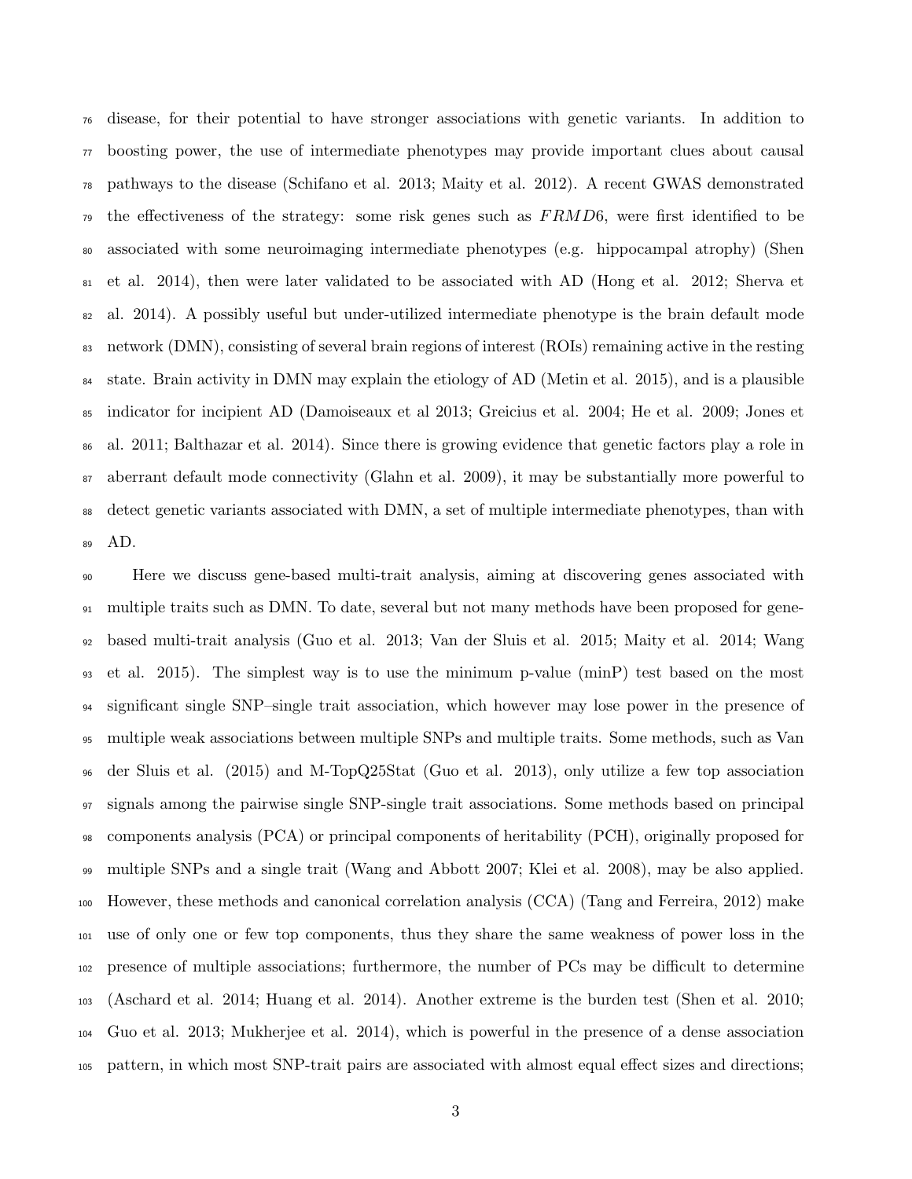disease, for their potential to have stronger associations with genetic variants. In addition to boosting power, the use of intermediate phenotypes may provide important clues about causal pathways to the disease (Schifano et al. 2013; Maity et al. 2012). A recent GWAS demonstrated the effectiveness of the strategy: some risk genes such as $FRMD6$, were first identified to be associated with some neuroimaging intermediate phenotypes (e.g. hippocampal atrophy) (Shen et al. 2014), then were later validated to be associated with AD (Hong et al. 2012; Sherva et al. 2014). A possibly useful but under-utilized intermediate phenotype is the brain default mode network (DMN), consisting of several brain regions of interest (ROIs) remaining active in the resting state. Brain activity in DMN may explain the etiology of AD (Metin et al. 2015), and is a plausible indicator for incipient AD (Damoiseaux et al 2013; Greicius et al. 2004; He et al. 2009; Jones et al. 2011; Balthazar et al. 2014). Since there is growing evidence that genetic factors play a role in aberrant default mode connectivity (Glahn et al. 2009), it may be substantially more powerful to detect genetic variants associated with DMN, a set of multiple intermediate phenotypes, than with AD.

Here we discuss gene-based multi-trait analysis, aiming at discovering genes associated with multiple traits such as DMN. To date, several but not many methods have been proposed for gene-based multi-trait analysis (Guo et al. 2013; Van der Sluis et al. 2015; Maity et al. 2014; Wang et al. 2015). The simplest way is to use the minimum p-value (minP) test based on the most significant single SNP–single trait association, which however may lose power in the presence of multiple weak associations between multiple SNPs and multiple traits. Some methods, such as Van der Sluis et al. (2015) and M-TopQ25Stat (Guo et al. 2013), only utilize a few top association signals among the pairwise single SNP-single trait associations. Some methods based on principal components analysis (PCA) or principal components of heritability (PCH), originally proposed for multiple SNPs and a single trait (Wang and Abbott 2007; Klei et al. 2008), may be also applied. However, these methods and canonical correlation analysis (CCA) (Tang and Ferreira, 2012) make use of only one or few top components, thus they share the same weakness of power loss in the presence of multiple associations; furthermore, the number of PCs may be difficult to determine (Aschard et al. 2014; Huang et al. 2014). Another extreme is the burden test (Shen et al. 2010; Guo et al. 2013; Mukherjee et al. 2014), which is powerful in the presence of a dense association pattern, in which most SNP-trait pairs are associated with almost equal effect sizes and directions;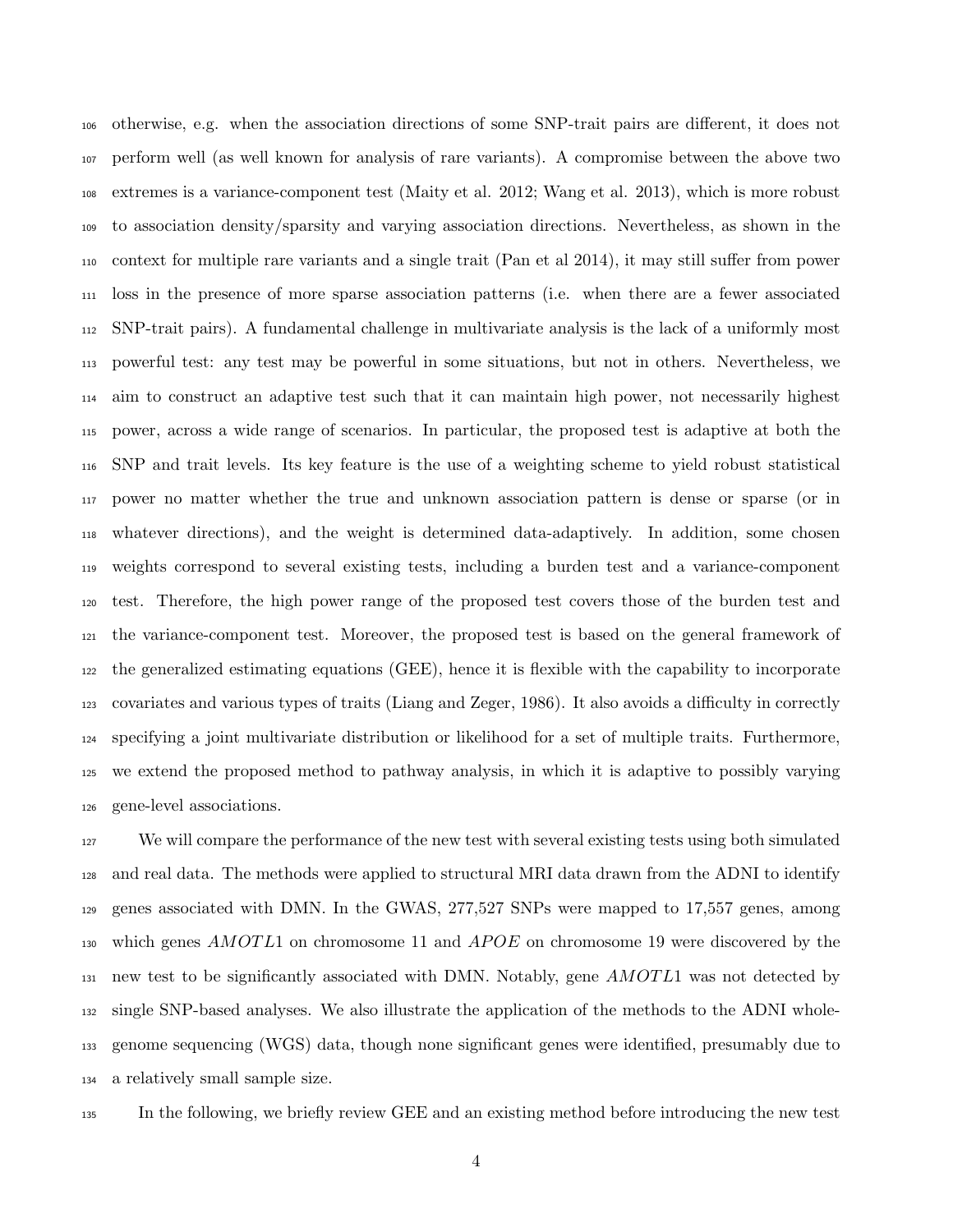otherwise, e.g. when the association directions of some SNP-trait pairs are different, it does not perform well (as well known for analysis of rare variants). A compromise between the above two extremes is a variance-component test (Maity et al. 2012; Wang et al. 2013), which is more robust to association density/sparsity and varying association directions. Nevertheless, as shown in the context for multiple rare variants and a single trait (Pan et al 2014), it may still suffer from power loss in the presence of more sparse association patterns (i.e. when there are a fewer associated SNP-trait pairs). A fundamental challenge in multivariate analysis is the lack of a uniformly most powerful test: any test may be powerful in some situations, but not in others. Nevertheless, we aim to construct an adaptive test such that it can maintain high power, not necessarily highest power, across a wide range of scenarios. In particular, the proposed test is adaptive at both the SNP and trait levels. Its key feature is the use of a weighting scheme to yield robust statistical power no matter whether the true and unknown association pattern is dense or sparse (or in whatever directions), and the weight is determined data-adaptively. In addition, some chosen weights correspond to several existing tests, including a burden test and a variance-component test. Therefore, the high power range of the proposed test covers those of the burden test and the variance-component test. Moreover, the proposed test is based on the general framework of the generalized estimating equations (GEE), hence it is flexible with the capability to incorporate covariates and various types of traits (Liang and Zeger, 1986). It also avoids a difficulty in correctly specifying a joint multivariate distribution or likelihood for a set of multiple traits. Furthermore, we extend the proposed method to pathway analysis, in which it is adaptive to possibly varying gene-level associations.

We will compare the performance of the new test with several existing tests using both simulated and real data. The methods were applied to structural MRI data drawn from the ADNI to identify genes associated with DMN. In the GWAS, 277,527 SNPs were mapped to 17,557 genes, among which genes *AMOTL*1 on chromosome 11 and *APOE* on chromosome 19 were discovered by the new test to be significantly associated with DMN. Notably, gene *AMOTL*1 was not detected by single SNP-based analyses. We also illustrate the application of the methods to the ADNI whole-genome sequencing (WGS) data, though none significant genes were identified, presumably due to a relatively small sample size.

In the following, we briefly review GEE and an existing method before introducing the new test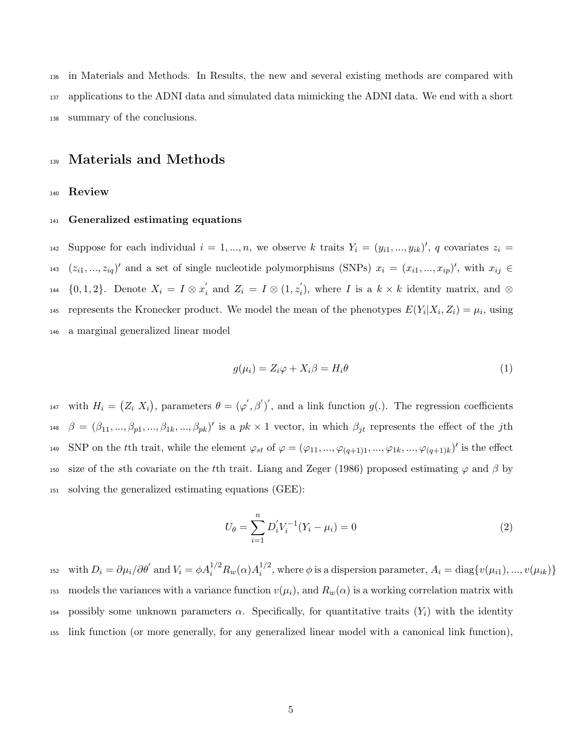in Materials and Methods. In Results, the new and several existing methods are compared with applications to the ADNI data and simulated data mimicking the ADNI data. We end with a short summary of the conclusions.

# Materials and Methods

## Review

### Generalized estimating equations

Suppose for each individual $i = 1, ..., n$, we observe $k$ traits $Y_i = (y_{i1}, ..., y_{ik})'$, $q$ covariates $z_i = (z_{i1}, ..., z_{iq})'$ and a set of single nucleotide polymorphisms (SNPs) $x_i = (x_{i1}, ..., x_{ip})'$, with $x_{ij} \in \{0, 1, 2\}$. Denote $X_i = I \otimes x_i'$ and $Z_i = I \otimes (1, z_i')$, where $I$ is a $k \times k$ identity matrix, and $\otimes$ represents the Kronecker product. We model the mean of the phenotypes $E(Y_i|X_i, Z_i) = \mu_i$, using a marginal generalized linear model

$$g(\mu_i) = Z_i\varphi + X_i\beta = H_i\theta \tag{1}$$

with $H_i = \begin{pmatrix} Z_i & X_i \end{pmatrix}$, parameters $\theta = (\varphi', \beta')'$, and a link function $g(.)$. The regression coefficients $\beta = (\beta_{11}, ..., \beta_{p1}, ..., \beta_{1k}, ..., \beta_{pk})'$ is a $pk \times 1$ vector, in which $\beta_{jt}$ represents the effect of the $j$th SNP on the $t$th trait, while the element $\varphi_{st}$ of $\varphi = (\varphi_{11}, ..., \varphi_{(q+1)1}, ..., \varphi_{1k}, ..., \varphi_{(q+1)k})'$ is the effect size of the $s$th covariate on the $t$th trait. Liang and Zeger (1986) proposed estimating $\varphi$ and $\beta$ by solving the generalized estimating equations (GEE):

$$U_\theta = \sum_{i=1}^{n} D_i' V_i^{-1}(Y_i - \mu_i) = 0 \tag{2}$$

with $D_i = \partial\mu_i/\partial\theta'$ and $V_i = \phi A_i^{1/2} R_w(\alpha) A_i^{1/2}$, where $\phi$ is a dispersion parameter, $A_i = \text{diag}\{v(\mu_{i1}), ..., v(\mu_{ik})\}$ models the variances with a variance function $v(\mu_i)$, and $R_w(\alpha)$ is a working correlation matrix with possibly some unknown parameters $\alpha$. Specifically, for quantitative traits ($Y_i$) with the identity link function (or more generally, for any generalized linear model with a canonical link function),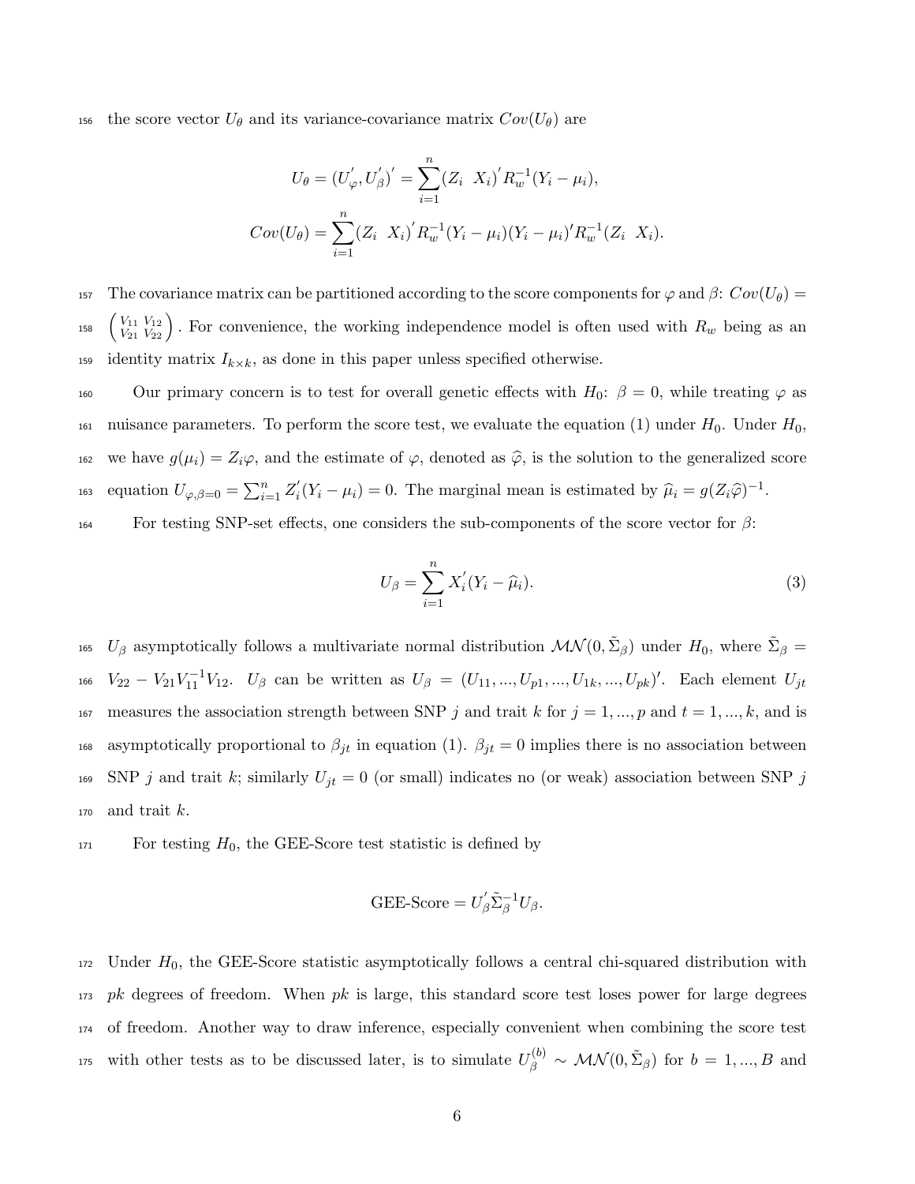the score vector $U_\theta$ and its variance-covariance matrix $Cov(U_\theta)$ are

$$U_\theta = (U_\varphi^{'}, U_\beta^{'})^{'} = \sum_{i=1}^{n} (Z_i \;\; X_i)^{'} R_w^{-1} (Y_i - \mu_i),$$

$$Cov(U_\theta) = \sum_{i=1}^{n} (Z_i \;\; X_i)^{'} R_w^{-1} (Y_i - \mu_i)(Y_i - \mu_i)' R_w^{-1} (Z_i \;\; X_i).$$

The covariance matrix can be partitioned according to the score components for $\varphi$ and $\beta$: $Cov(U_\theta) = \left(\begin{smallmatrix} V_{11} & V_{12} \\ V_{21} & V_{22} \end{smallmatrix}\right)$. For convenience, the working independence model is often used with $R_w$ being as an identity matrix $I_{k \times k}$, as done in this paper unless specified otherwise.

Our primary concern is to test for overall genetic effects with $H_0$: $\beta = 0$, while treating $\varphi$ as nuisance parameters. To perform the score test, we evaluate the equation (1) under $H_0$. Under $H_0$, we have $g(\mu_i) = Z_i \varphi$, and the estimate of $\varphi$, denoted as $\widehat{\varphi}$, is the solution to the generalized score equation $U_{\varphi, \beta=0} = \sum_{i=1}^{n} Z_i^{'} (Y_i - \mu_i) = 0$. The marginal mean is estimated by $\widehat{\mu}_i = g(Z_i \widehat{\varphi})^{-1}$.

For testing SNP-set effects, one considers the sub-components of the score vector for $\beta$:

$$U_\beta = \sum_{i=1}^{n} X_i^{'} (Y_i - \widehat{\mu}_i). \tag{3}$$

$U_\beta$ asymptotically follows a multivariate normal distribution $\mathcal{MN}(0, \tilde{\Sigma}_\beta)$ under $H_0$, where $\tilde{\Sigma}_\beta = V_{22} - V_{21} V_{11}^{-1} V_{12}$. $U_\beta$ can be written as $U_\beta = (U_{11}, ..., U_{p1}, ..., U_{1k}, ..., U_{pk})'$. Each element $U_{jt}$ measures the association strength between SNP $j$ and trait $k$ for $j = 1, ..., p$ and $t = 1, ..., k$, and is asymptotically proportional to $\beta_{jt}$ in equation (1). $\beta_{jt} = 0$ implies there is no association between SNP $j$ and trait $k$; similarly $U_{jt} = 0$ (or small) indicates no (or weak) association between SNP $j$ and trait $k$.

For testing $H_0$, the GEE-Score test statistic is defined by

$$\text{GEE-Score} = U_\beta^{'} \tilde{\Sigma}_\beta^{-1} U_\beta.$$

Under $H_0$, the GEE-Score statistic asymptotically follows a central chi-squared distribution with $pk$ degrees of freedom. When $pk$ is large, this standard score test loses power for large degrees of freedom. Another way to draw inference, especially convenient when combining the score test with other tests as to be discussed later, is to simulate $U_\beta^{(b)} \sim \mathcal{MN}(0, \tilde{\Sigma}_\beta)$ for $b = 1, ..., B$ and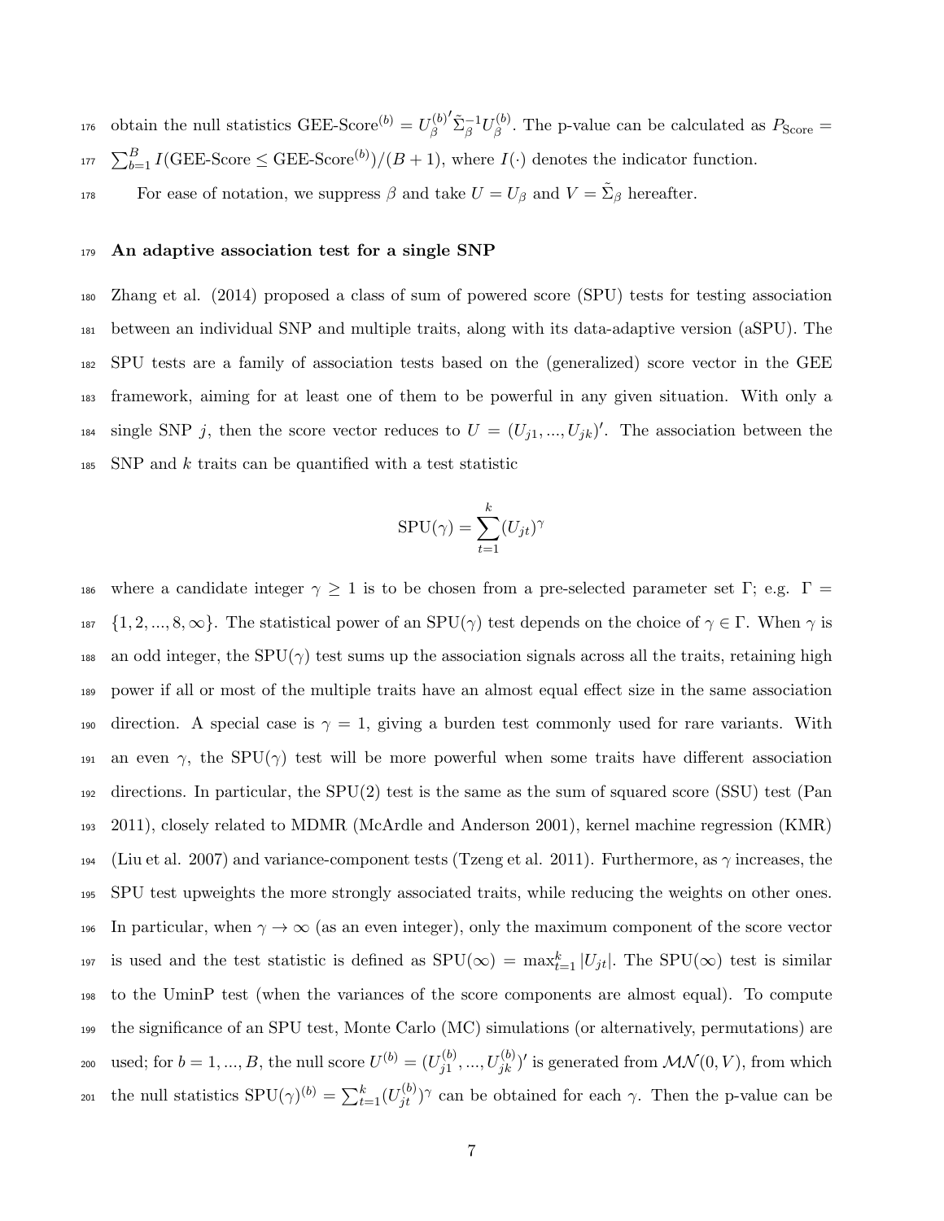obtain the null statistics GEE-Score$^{(b)} = U_\beta^{(b)'} \tilde{\Sigma}_\beta^{-1} U_\beta^{(b)}$. The p-value can be calculated as $P_{\text{Score}} = \sum_{b=1}^{B} I(\text{GEE-Score} \leq \text{GEE-Score}^{(b)})/(B+1)$, where $I(\cdot)$ denotes the indicator function.

For ease of notation, we suppress $\beta$ and take $U = U_\beta$ and $V = \tilde{\Sigma}_\beta$ hereafter.

### An adaptive association test for a single SNP

Zhang et al. (2014) proposed a class of sum of powered score (SPU) tests for testing association between an individual SNP and multiple traits, along with its data-adaptive version (aSPU). The SPU tests are a family of association tests based on the (generalized) score vector in the GEE framework, aiming for at least one of them to be powerful in any given situation. With only a single SNP $j$, then the score vector reduces to $U = (U_{j1}, ..., U_{jk})'$. The association between the SNP and $k$ traits can be quantified with a test statistic

$$\text{SPU}(\gamma) = \sum_{t=1}^{k} (U_{jt})^\gamma$$

where a candidate integer $\gamma \geq 1$ is to be chosen from a pre-selected parameter set $\Gamma$; e.g. $\Gamma = \{1, 2, ..., 8, \infty\}$. The statistical power of an SPU($\gamma$) test depends on the choice of $\gamma \in \Gamma$. When $\gamma$ is an odd integer, the SPU($\gamma$) test sums up the association signals across all the traits, retaining high power if all or most of the multiple traits have an almost equal effect size in the same association direction. A special case is $\gamma = 1$, giving a burden test commonly used for rare variants. With an even $\gamma$, the SPU($\gamma$) test will be more powerful when some traits have different association directions. In particular, the SPU(2) test is the same as the sum of squared score (SSU) test (Pan 2011), closely related to MDMR (McArdle and Anderson 2001), kernel machine regression (KMR) (Liu et al. 2007) and variance-component tests (Tzeng et al. 2011). Furthermore, as $\gamma$ increases, the SPU test upweights the more strongly associated traits, while reducing the weights on other ones. In particular, when $\gamma \to \infty$ (as an even integer), only the maximum component of the score vector is used and the test statistic is defined as $\text{SPU}(\infty) = \max_{t=1}^{k} |U_{jt}|$. The SPU($\infty$) test is similar to the UminP test (when the variances of the score components are almost equal). To compute the significance of an SPU test, Monte Carlo (MC) simulations (or alternatively, permutations) are used; for $b = 1, ..., B$, the null score $U^{(b)} = (U_{j1}^{(b)}, ..., U_{jk}^{(b)})'$ is generated from $\mathcal{MN}(0, V)$, from which the null statistics $\text{SPU}(\gamma)^{(b)} = \sum_{t=1}^{k} (U_{jt}^{(b)})^\gamma$ can be obtained for each $\gamma$. Then the p-value can be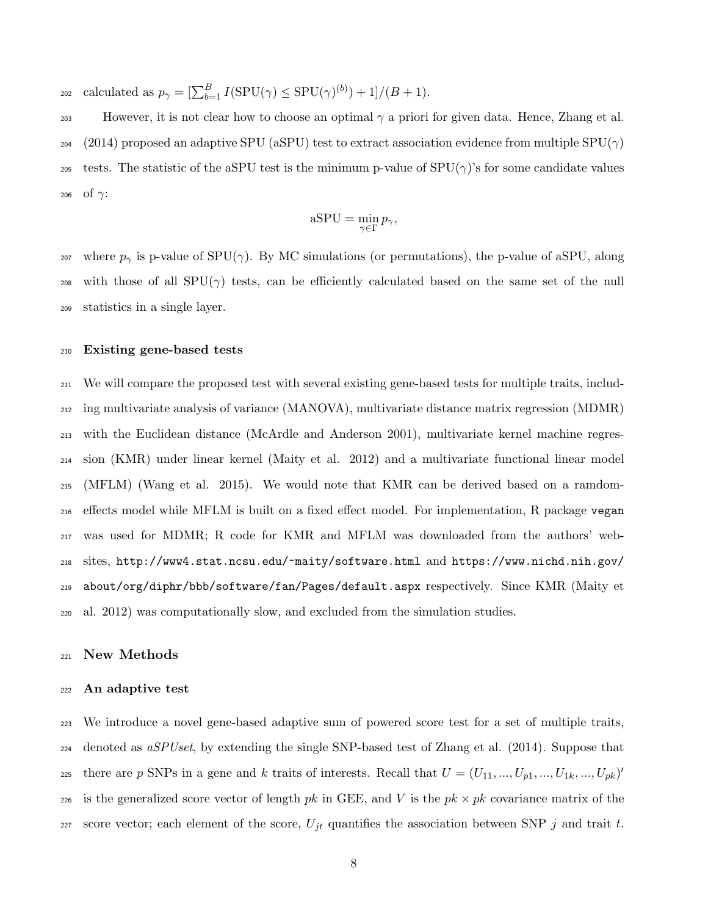calculated as $p_\gamma = [\sum_{b=1}^{B} I(\text{SPU}(\gamma) \leq \text{SPU}(\gamma)^{(b)}) + 1]/(B+1)$.

However, it is not clear how to choose an optimal $\gamma$ a priori for given data. Hence, Zhang et al. (2014) proposed an adaptive SPU (aSPU) test to extract association evidence from multiple SPU($\gamma$) tests. The statistic of the aSPU test is the minimum p-value of SPU($\gamma$)'s for some candidate values of $\gamma$:

$$\text{aSPU} = \min_{\gamma \in \Gamma} p_\gamma,$$

where $p_\gamma$ is p-value of SPU($\gamma$). By MC simulations (or permutations), the p-value of aSPU, along with those of all SPU($\gamma$) tests, can be efficiently calculated based on the same set of the null statistics in a single layer.

### Existing gene-based tests

We will compare the proposed test with several existing gene-based tests for multiple traits, including multivariate analysis of variance (MANOVA), multivariate distance matrix regression (MDMR) with the Euclidean distance (McArdle and Anderson 2001), multivariate kernel machine regression (KMR) under linear kernel (Maity et al. 2012) and a multivariate functional linear model (MFLM) (Wang et al. 2015). We would note that KMR can be derived based on a ramdom-effects model while MFLM is built on a fixed effect model. For implementation, R package `vegan` was used for MDMR; R code for KMR and MFLM was downloaded from the authors' websites, `http://www4.stat.ncsu.edu/~maity/software.html` and `https://www.nichd.nih.gov/about/org/diphr/bbb/software/fan/Pages/default.aspx` respectively. Since KMR (Maity et al. 2012) was computationally slow, and excluded from the simulation studies.

## New Methods

### An adaptive test

We introduce a novel gene-based adaptive sum of powered score test for a set of multiple traits, denoted as *aSPUset*, by extending the single SNP-based test of Zhang et al. (2014). Suppose that there are $p$ SNPs in a gene and $k$ traits of interests. Recall that $U = (U_{11}, ..., U_{p1}, ..., U_{1k}, ..., U_{pk})'$ is the generalized score vector of length $pk$ in GEE, and $V$ is the $pk \times pk$ covariance matrix of the score vector; each element of the score, $U_{jt}$ quantifies the association between SNP $j$ and trait $t$.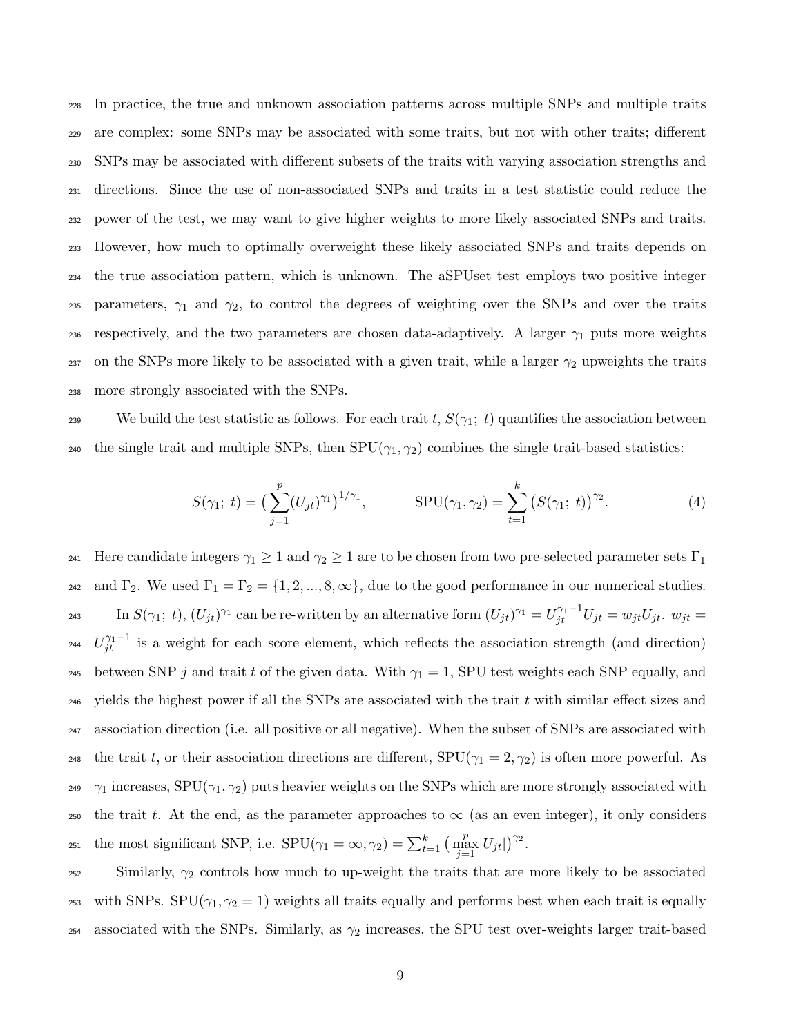In practice, the true and unknown association patterns across multiple SNPs and multiple traits are complex: some SNPs may be associated with some traits, but not with other traits; different SNPs may be associated with different subsets of the traits with varying association strengths and directions. Since the use of non-associated SNPs and traits in a test statistic could reduce the power of the test, we may want to give higher weights to more likely associated SNPs and traits. However, how much to optimally overweight these likely associated SNPs and traits depends on the true association pattern, which is unknown. The aSPUset test employs two positive integer parameters, $\gamma_1$ and $\gamma_2$, to control the degrees of weighting over the SNPs and over the traits respectively, and the two parameters are chosen data-adaptively. A larger $\gamma_1$ puts more weights on the SNPs more likely to be associated with a given trait, while a larger $\gamma_2$ upweights the traits more strongly associated with the SNPs.

We build the test statistic as follows. For each trait $t$, $S(\gamma_1;\ t)$ quantifies the association between the single trait and multiple SNPs, then $\mathrm{SPU}(\gamma_1, \gamma_2)$ combines the single trait-based statistics:

$$S(\gamma_1;\ t) = \big(\sum_{j=1}^{p} (U_{jt})^{\gamma_1}\big)^{1/\gamma_1}, \qquad \mathrm{SPU}(\gamma_1, \gamma_2) = \sum_{t=1}^{k} \big(S(\gamma_1;\ t)\big)^{\gamma_2}. \tag{4}$$

Here candidate integers $\gamma_1 \geq 1$ and $\gamma_2 \geq 1$ are to be chosen from two pre-selected parameter sets $\Gamma_1$ and $\Gamma_2$. We used $\Gamma_1 = \Gamma_2 = \{1, 2, ..., 8, \infty\}$, due to the good performance in our numerical studies.

In $S(\gamma_1;\ t)$, $(U_{jt})^{\gamma_1}$ can be re-written by an alternative form $(U_{jt})^{\gamma_1} = U_{jt}^{\gamma_1 - 1} U_{jt} = w_{jt} U_{jt}$. $w_{jt} = U_{jt}^{\gamma_1 - 1}$ is a weight for each score element, which reflects the association strength (and direction) between SNP $j$ and trait $t$ of the given data. With $\gamma_1 = 1$, SPU test weights each SNP equally, and yields the highest power if all the SNPs are associated with the trait $t$ with similar effect sizes and association direction (i.e. all positive or all negative). When the subset of SNPs are associated with the trait $t$, or their association directions are different, $\mathrm{SPU}(\gamma_1 = 2, \gamma_2)$ is often more powerful. As $\gamma_1$ increases, $\mathrm{SPU}(\gamma_1, \gamma_2)$ puts heavier weights on the SNPs which are more strongly associated with the trait $t$. At the end, as the parameter approaches to $\infty$ (as an even integer), it only considers the most significant SNP, i.e. $\mathrm{SPU}(\gamma_1 = \infty, \gamma_2) = \sum_{t=1}^{k} \big(\max_{j=1}^{p} |U_{jt}|\big)^{\gamma_2}$.

Similarly, $\gamma_2$ controls how much to up-weight the traits that are more likely to be associated with SNPs. $\mathrm{SPU}(\gamma_1, \gamma_2 = 1)$ weights all traits equally and performs best when each trait is equally associated with the SNPs. Similarly, as $\gamma_2$ increases, the SPU test over-weights larger trait-based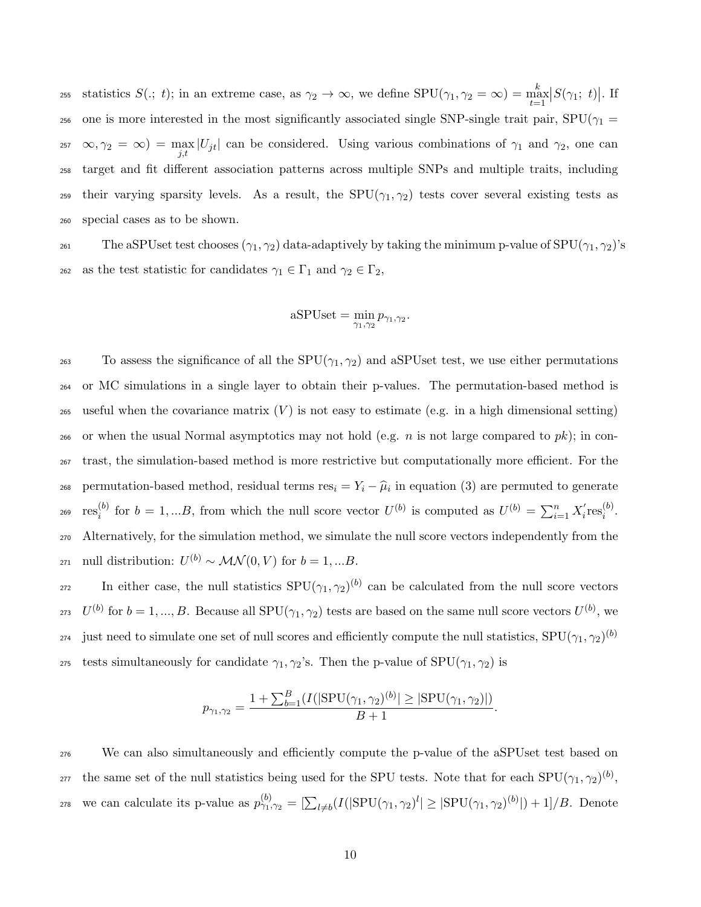statistics $S(.;\ t)$; in an extreme case, as $\gamma_2 \to \infty$, we define $\text{SPU}(\gamma_1, \gamma_2 = \infty) = \max_{t=1}^{k} |S(\gamma_1;\ t)|$. If one is more interested in the most significantly associated single SNP-single trait pair, $\text{SPU}(\gamma_1 = \infty, \gamma_2 = \infty) = \max_{j,t} |U_{jt}|$ can be considered. Using various combinations of $\gamma_1$ and $\gamma_2$, one can target and fit different association patterns across multiple SNPs and multiple traits, including their varying sparsity levels. As a result, the $\text{SPU}(\gamma_1, \gamma_2)$ tests cover several existing tests as special cases as to be shown.

The aSPUset test chooses $(\gamma_1, \gamma_2)$ data-adaptively by taking the minimum p-value of $\text{SPU}(\gamma_1, \gamma_2)$'s as the test statistic for candidates $\gamma_1 \in \Gamma_1$ and $\gamma_2 \in \Gamma_2$,

$$\text{aSPUset} = \min_{\gamma_1, \gamma_2} p_{\gamma_1, \gamma_2}.$$

To assess the significance of all the $\text{SPU}(\gamma_1, \gamma_2)$ and aSPUset test, we use either permutations or MC simulations in a single layer to obtain their p-values. The permutation-based method is useful when the covariance matrix ($V$) is not easy to estimate (e.g. in a high dimensional setting) or when the usual Normal asymptotics may not hold (e.g. $n$ is not large compared to $pk$); in contrast, the simulation-based method is more restrictive but computationally more efficient. For the permutation-based method, residual terms $\text{res}_i = Y_i - \widehat{\mu}_i$ in equation (3) are permuted to generate $\text{res}_i^{(b)}$ for $b = 1, ...B$, from which the null score vector $U^{(b)}$ is computed as $U^{(b)} = \sum_{i=1}^{n} X_i' \text{res}_i^{(b)}$. Alternatively, for the simulation method, we simulate the null score vectors independently from the null distribution: $U^{(b)} \sim \mathcal{MN}(0, V)$ for $b = 1, ...B$.

In either case, the null statistics $\text{SPU}(\gamma_1, \gamma_2)^{(b)}$ can be calculated from the null score vectors $U^{(b)}$ for $b = 1, ..., B$. Because all $\text{SPU}(\gamma_1, \gamma_2)$ tests are based on the same null score vectors $U^{(b)}$, we just need to simulate one set of null scores and efficiently compute the null statistics, $\text{SPU}(\gamma_1, \gamma_2)^{(b)}$ tests simultaneously for candidate $\gamma_1, \gamma_2$'s. Then the p-value of $\text{SPU}(\gamma_1, \gamma_2)$ is

$$p_{\gamma_1, \gamma_2} = \frac{1 + \sum_{b=1}^{B} (I(|\text{SPU}(\gamma_1, \gamma_2)^{(b)}| \geq |\text{SPU}(\gamma_1, \gamma_2)|)}{B + 1}.$$

We can also simultaneously and efficiently compute the p-value of the aSPUset test based on the same set of the null statistics being used for the SPU tests. Note that for each $\text{SPU}(\gamma_1, \gamma_2)^{(b)}$, we can calculate its p-value as $p_{\gamma_1, \gamma_2}^{(b)} = [\sum_{l \neq b} (I(|\text{SPU}(\gamma_1, \gamma_2)^l| \geq |\text{SPU}(\gamma_1, \gamma_2)^{(b)}|) + 1]/B$. Denote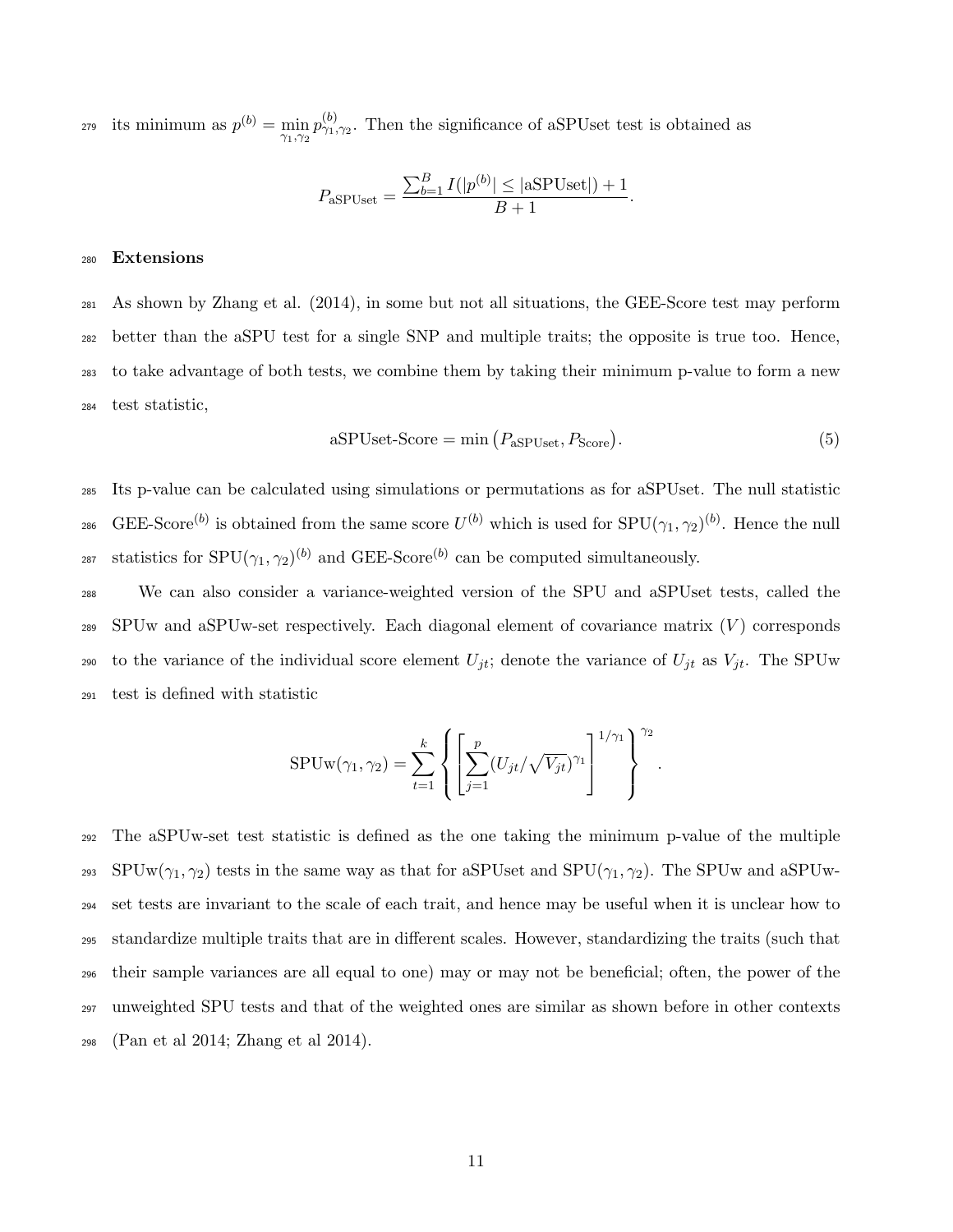its minimum as $p^{(b)} = \min_{\gamma_1,\gamma_2} p^{(b)}_{\gamma_1,\gamma_2}$. Then the significance of aSPUset test is obtained as

$$P_{\text{aSPUset}} = \frac{\sum_{b=1}^{B} I(|p^{(b)}| \leq |\text{aSPUset}|) + 1}{B+1}.$$

**Extensions**

As shown by Zhang et al. (2014), in some but not all situations, the GEE-Score test may perform better than the aSPU test for a single SNP and multiple traits; the opposite is true too. Hence, to take advantage of both tests, we combine them by taking their minimum p-value to form a new test statistic,

$$\text{aSPUset-Score} = \min\left(P_{\text{aSPUset}}, P_{\text{Score}}\right). \tag{5}$$

Its p-value can be calculated using simulations or permutations as for aSPUset. The null statistic GEE-Score$^{(b)}$ is obtained from the same score $U^{(b)}$ which is used for $\text{SPU}(\gamma_1,\gamma_2)^{(b)}$. Hence the null statistics for $\text{SPU}(\gamma_1,\gamma_2)^{(b)}$ and GEE-Score$^{(b)}$ can be computed simultaneously.

We can also consider a variance-weighted version of the SPU and aSPUset tests, called the SPUw and aSPUw-set respectively. Each diagonal element of covariance matrix ($V$) corresponds to the variance of the individual score element $U_{jt}$; denote the variance of $U_{jt}$ as $V_{jt}$. The SPUw test is defined with statistic

$$\text{SPUw}(\gamma_1,\gamma_2) = \sum_{t=1}^{k} \left\{ \left[ \sum_{j=1}^{p} (U_{jt}/\sqrt{V_{jt}})^{\gamma_1} \right]^{1/\gamma_1} \right\}^{\gamma_2}.$$

The aSPUw-set test statistic is defined as the one taking the minimum p-value of the multiple $\text{SPUw}(\gamma_1,\gamma_2)$ tests in the same way as that for aSPUset and $\text{SPU}(\gamma_1,\gamma_2)$. The SPUw and aSPUw-set tests are invariant to the scale of each trait, and hence may be useful when it is unclear how to standardize multiple traits that are in different scales. However, standardizing the traits (such that their sample variances are all equal to one) may or may not be beneficial; often, the power of the unweighted SPU tests and that of the weighted ones are similar as shown before in other contexts (Pan et al 2014; Zhang et al 2014).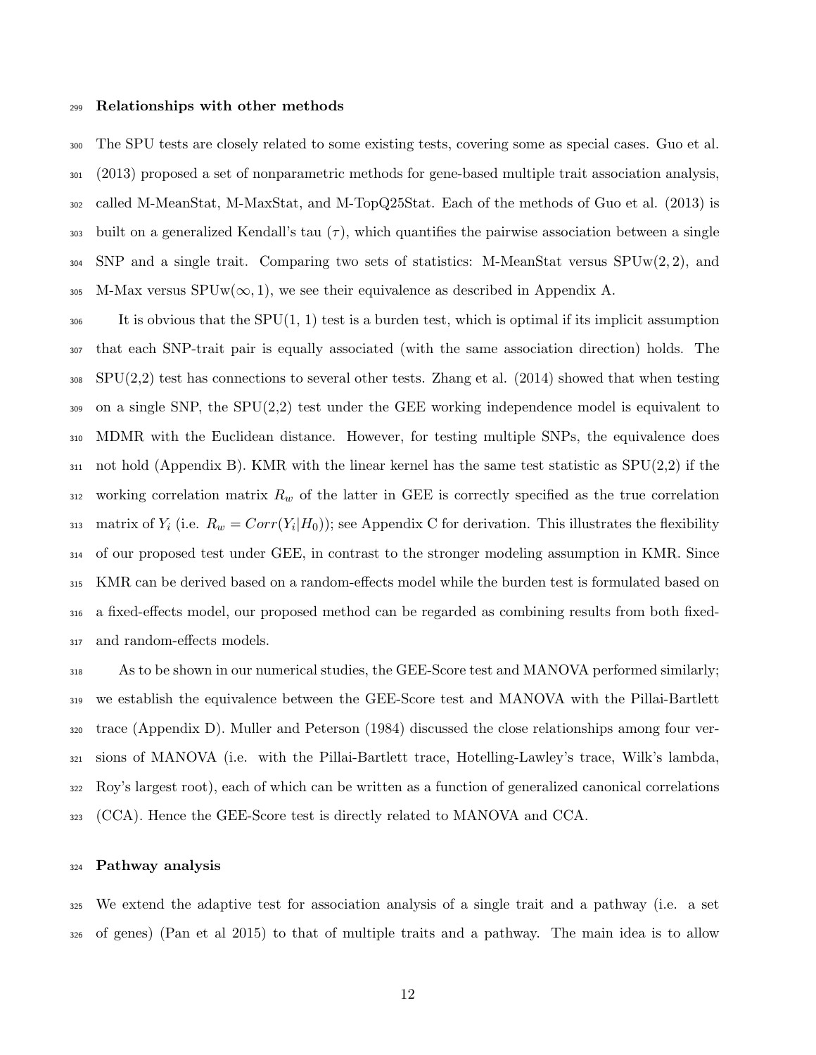### Relationships with other methods

The SPU tests are closely related to some existing tests, covering some as special cases. Guo et al. (2013) proposed a set of nonparametric methods for gene-based multiple trait association analysis, called M-MeanStat, M-MaxStat, and M-TopQ25Stat. Each of the methods of Guo et al. (2013) is built on a generalized Kendall's tau ($\tau$), which quantifies the pairwise association between a single SNP and a single trait. Comparing two sets of statistics: M-MeanStat versus SPUw$(2, 2)$, and M-Max versus SPUw$(\infty, 1)$, we see their equivalence as described in Appendix A.

It is obvious that the SPU(1, 1) test is a burden test, which is optimal if its implicit assumption that each SNP-trait pair is equally associated (with the same association direction) holds. The SPU(2,2) test has connections to several other tests. Zhang et al. (2014) showed that when testing on a single SNP, the SPU(2,2) test under the GEE working independence model is equivalent to MDMR with the Euclidean distance. However, for testing multiple SNPs, the equivalence does not hold (Appendix B). KMR with the linear kernel has the same test statistic as SPU(2,2) if the working correlation matrix $R_w$ of the latter in GEE is correctly specified as the true correlation matrix of $Y_i$ (i.e. $R_w = Corr(Y_i|H_0)$); see Appendix C for derivation. This illustrates the flexibility of our proposed test under GEE, in contrast to the stronger modeling assumption in KMR. Since KMR can be derived based on a random-effects model while the burden test is formulated based on a fixed-effects model, our proposed method can be regarded as combining results from both fixed- and random-effects models.

As to be shown in our numerical studies, the GEE-Score test and MANOVA performed similarly; we establish the equivalence between the GEE-Score test and MANOVA with the Pillai-Bartlett trace (Appendix D). Muller and Peterson (1984) discussed the close relationships among four versions of MANOVA (i.e. with the Pillai-Bartlett trace, Hotelling-Lawley's trace, Wilk's lambda, Roy's largest root), each of which can be written as a function of generalized canonical correlations (CCA). Hence the GEE-Score test is directly related to MANOVA and CCA.

### Pathway analysis

We extend the adaptive test for association analysis of a single trait and a pathway (i.e. a set of genes) (Pan et al 2015) to that of multiple traits and a pathway. The main idea is to allow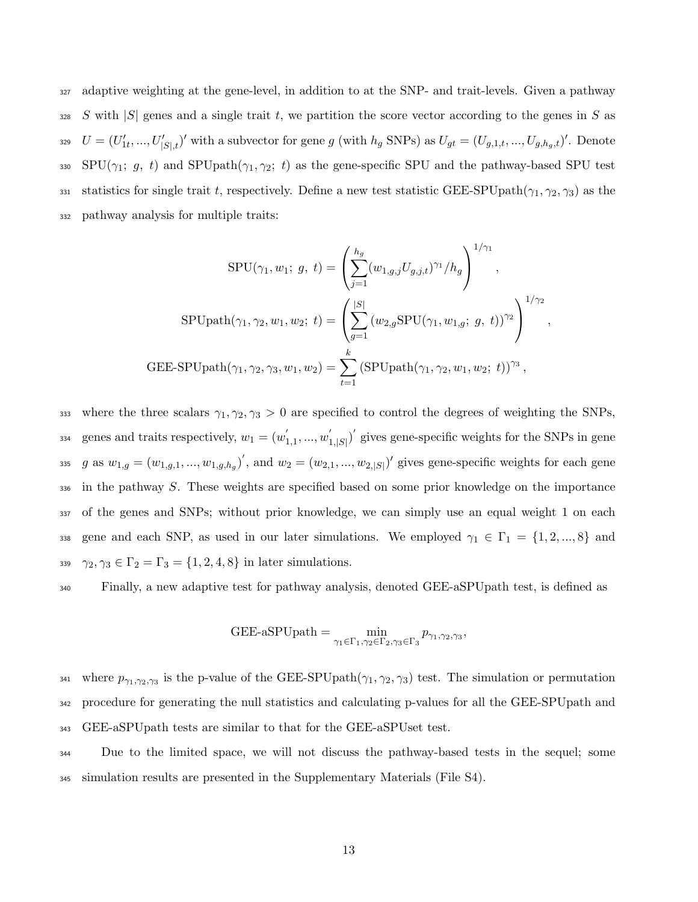adaptive weighting at the gene-level, in addition to at the SNP- and trait-levels. Given a pathway $S$ with $|S|$ genes and a single trait $t$, we partition the score vector according to the genes in $S$ as $U = (U'_{1t}, ..., U'_{|S|,t})'$ with a subvector for gene $g$ (with $h_g$ SNPs) as $U_{gt} = (U_{g,1,t}, ..., U_{g,h_g,t})'$. Denote SPU($\gamma_1$; $g$, $t$) and SPUpath($\gamma_1, \gamma_2$; $t$) as the gene-specific SPU and the pathway-based SPU test statistics for single trait $t$, respectively. Define a new test statistic GEE-SPUpath($\gamma_1, \gamma_2, \gamma_3$) as the pathway analysis for multiple traits:

$$\text{SPU}(\gamma_1, w_1;\ g,\ t) = \left( \sum_{j=1}^{h_g} (w_{1,g,j} U_{g,j,t})^{\gamma_1} / h_g \right)^{1/\gamma_1},$$

$$\text{SPUpath}(\gamma_1, \gamma_2, w_1, w_2;\ t) = \left( \sum_{g=1}^{|S|} (w_{2,g} \text{SPU}(\gamma_1, w_{1,g};\ g,\ t))^{\gamma_2} \right)^{1/\gamma_2},$$

$$\text{GEE-SPUpath}(\gamma_1, \gamma_2, \gamma_3, w_1, w_2) = \sum_{t=1}^{k} \left( \text{SPUpath}(\gamma_1, \gamma_2, w_1, w_2;\ t) \right)^{\gamma_3},$$

where the three scalars $\gamma_1, \gamma_2, \gamma_3 > 0$ are specified to control the degrees of weighting the SNPs, genes and traits respectively, $w_1 = (w'_{1,1}, ..., w'_{1,|S|})'$ gives gene-specific weights for the SNPs in gene $g$ as $w_{1,g} = (w_{1,g,1}, ..., w_{1,g,h_g})'$, and $w_2 = (w_{2,1}, ..., w_{2,|S|})'$ gives gene-specific weights for each gene in the pathway $S$. These weights are specified based on some prior knowledge on the importance of the genes and SNPs; without prior knowledge, we can simply use an equal weight 1 on each gene and each SNP, as used in our later simulations. We employed $\gamma_1 \in \Gamma_1 = \{1, 2, ..., 8\}$ and $\gamma_2, \gamma_3 \in \Gamma_2 = \Gamma_3 = \{1, 2, 4, 8\}$ in later simulations.

Finally, a new adaptive test for pathway analysis, denoted GEE-aSPUpath test, is defined as

$$\text{GEE-aSPUpath} = \min_{\gamma_1 \in \Gamma_1, \gamma_2 \in \Gamma_2, \gamma_3 \in \Gamma_3} p_{\gamma_1, \gamma_2, \gamma_3},$$

where $p_{\gamma_1, \gamma_2, \gamma_3}$ is the p-value of the GEE-SPUpath($\gamma_1, \gamma_2, \gamma_3$) test. The simulation or permutation procedure for generating the null statistics and calculating p-values for all the GEE-SPUpath and GEE-aSPUpath tests are similar to that for the GEE-aSPUset test.

Due to the limited space, we will not discuss the pathway-based tests in the sequel; some simulation results are presented in the Supplementary Materials (File S4).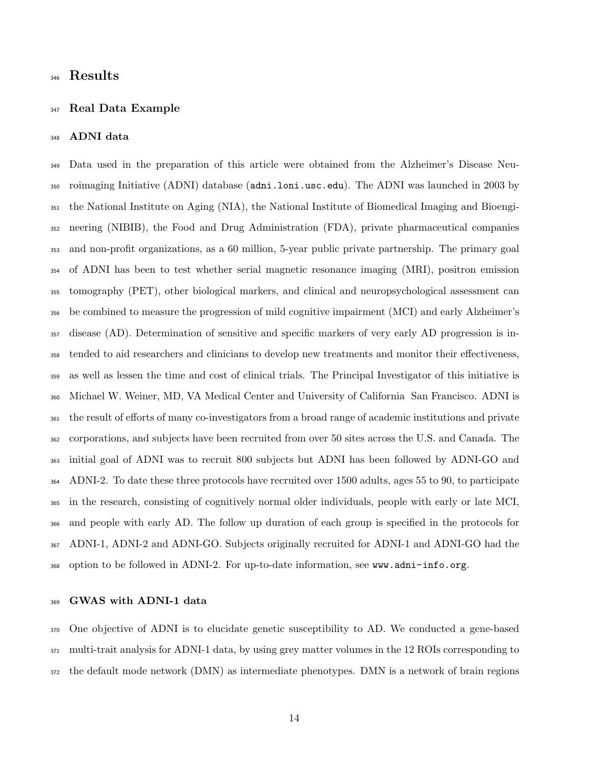# Results

## Real Data Example

### ADNI data

Data used in the preparation of this article were obtained from the Alzheimer's Disease Neuroimaging Initiative (ADNI) database (`adni.loni.usc.edu`). The ADNI was launched in 2003 by the National Institute on Aging (NIA), the National Institute of Biomedical Imaging and Bioengineering (NIBIB), the Food and Drug Administration (FDA), private pharmaceutical companies and non-profit organizations, as a 60 million, 5-year public private partnership. The primary goal of ADNI has been to test whether serial magnetic resonance imaging (MRI), positron emission tomography (PET), other biological markers, and clinical and neuropsychological assessment can be combined to measure the progression of mild cognitive impairment (MCI) and early Alzheimer's disease (AD). Determination of sensitive and specific markers of very early AD progression is intended to aid researchers and clinicians to develop new treatments and monitor their effectiveness, as well as lessen the time and cost of clinical trials. The Principal Investigator of this initiative is Michael W. Weiner, MD, VA Medical Center and University of California San Francisco. ADNI is the result of efforts of many co-investigators from a broad range of academic institutions and private corporations, and subjects have been recruited from over 50 sites across the U.S. and Canada. The initial goal of ADNI was to recruit 800 subjects but ADNI has been followed by ADNI-GO and ADNI-2. To date these three protocols have recruited over 1500 adults, ages 55 to 90, to participate in the research, consisting of cognitively normal older individuals, people with early or late MCI, and people with early AD. The follow up duration of each group is specified in the protocols for ADNI-1, ADNI-2 and ADNI-GO. Subjects originally recruited for ADNI-1 and ADNI-GO had the option to be followed in ADNI-2. For up-to-date information, see `www.adni-info.org`.

### GWAS with ADNI-1 data

One objective of ADNI is to elucidate genetic susceptibility to AD. We conducted a gene-based multi-trait analysis for ADNI-1 data, by using grey matter volumes in the 12 ROIs corresponding to the default mode network (DMN) as intermediate phenotypes. DMN is a network of brain regions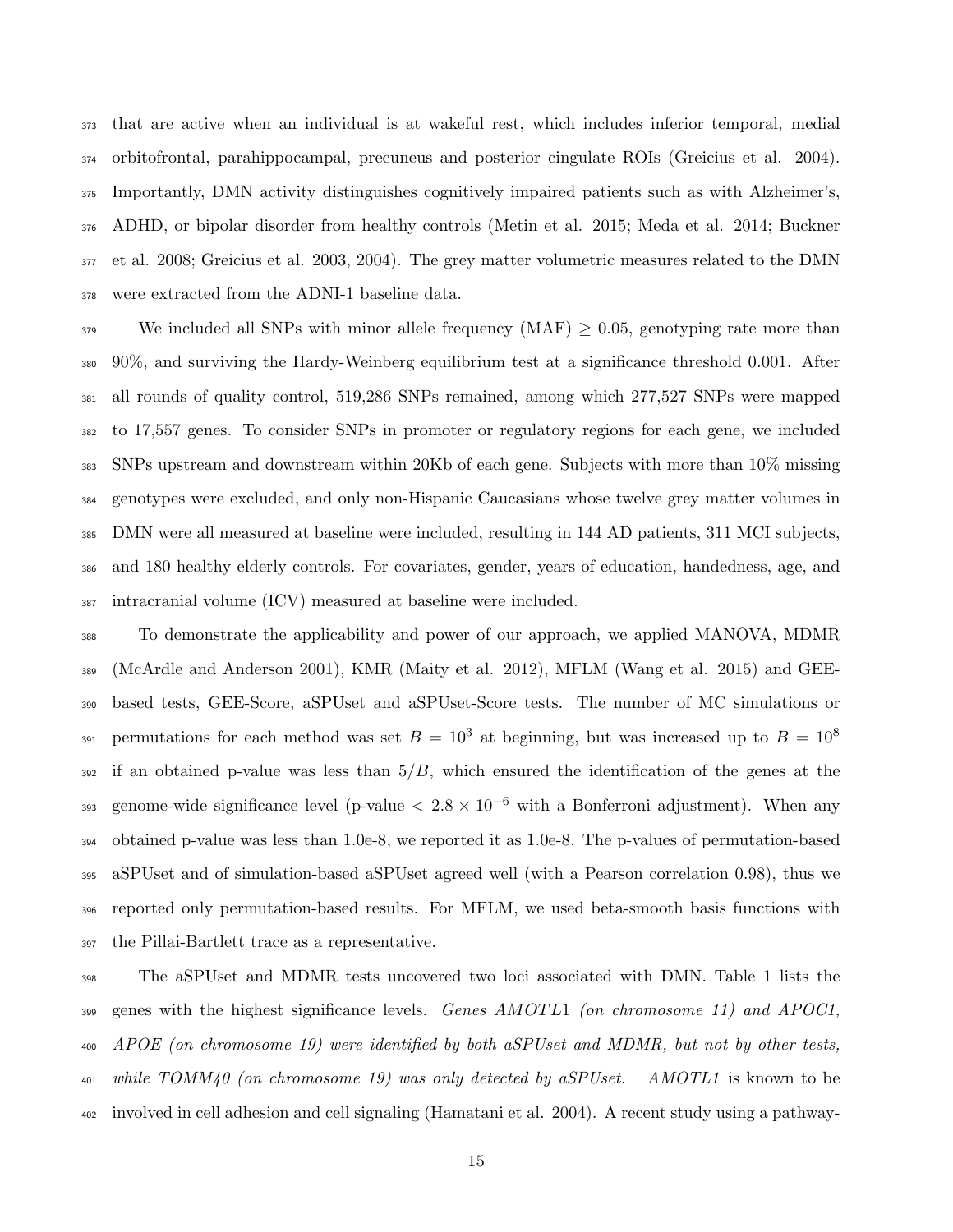that are active when an individual is at wakeful rest, which includes inferior temporal, medial orbitofrontal, parahippocampal, precuneus and posterior cingulate ROIs (Greicius et al. 2004). Importantly, DMN activity distinguishes cognitively impaired patients such as with Alzheimer's, ADHD, or bipolar disorder from healthy controls (Metin et al. 2015; Meda et al. 2014; Buckner et al. 2008; Greicius et al. 2003, 2004). The grey matter volumetric measures related to the DMN were extracted from the ADNI-1 baseline data.

We included all SNPs with minor allele frequency (MAF) $\geq 0.05$, genotyping rate more than 90%, and surviving the Hardy-Weinberg equilibrium test at a significance threshold 0.001. After all rounds of quality control, 519,286 SNPs remained, among which 277,527 SNPs were mapped to 17,557 genes. To consider SNPs in promoter or regulatory regions for each gene, we included SNPs upstream and downstream within 20Kb of each gene. Subjects with more than 10% missing genotypes were excluded, and only non-Hispanic Caucasians whose twelve grey matter volumes in DMN were all measured at baseline were included, resulting in 144 AD patients, 311 MCI subjects, and 180 healthy elderly controls. For covariates, gender, years of education, handedness, age, and intracranial volume (ICV) measured at baseline were included.

To demonstrate the applicability and power of our approach, we applied MANOVA, MDMR (McArdle and Anderson 2001), KMR (Maity et al. 2012), MFLM (Wang et al. 2015) and GEE-based tests, GEE-Score, aSPUset and aSPUset-Score tests. The number of MC simulations or permutations for each method was set $B = 10^3$ at beginning, but was increased up to $B = 10^8$ if an obtained p-value was less than $5/B$, which ensured the identification of the genes at the genome-wide significance level (p-value $< 2.8 \times 10^{-6}$ with a Bonferroni adjustment). When any obtained p-value was less than 1.0e-8, we reported it as 1.0e-8. The p-values of permutation-based aSPUset and of simulation-based aSPUset agreed well (with a Pearson correlation 0.98), thus we reported only permutation-based results. For MFLM, we used beta-smooth basis functions with the Pillai-Bartlett trace as a representative.

The aSPUset and MDMR tests uncovered two loci associated with DMN. Table 1 lists the genes with the highest significance levels. *Genes AMOTL1 (on chromosome 11) and APOC1, APOE (on chromosome 19) were identified by both aSPUset and MDMR, but not by other tests, while TOMM40 (on chromosome 19) was only detected by aSPUset.* *AMOTL1* is known to be involved in cell adhesion and cell signaling (Hamatani et al. 2004). A recent study using a pathway-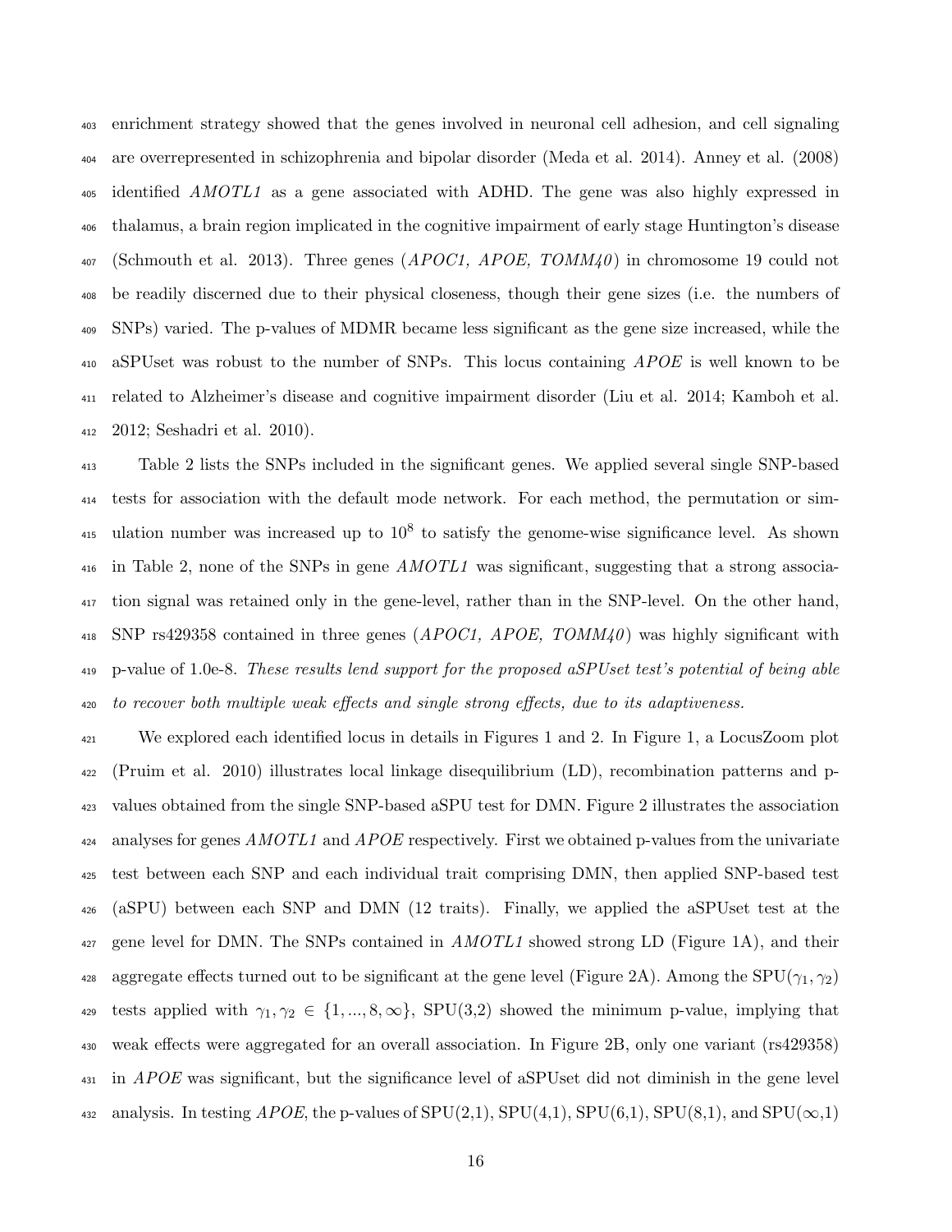enrichment strategy showed that the genes involved in neuronal cell adhesion, and cell signaling are overrepresented in schizophrenia and bipolar disorder (Meda et al. 2014). Anney et al. (2008) identified *AMOTL1* as a gene associated with ADHD. The gene was also highly expressed in thalamus, a brain region implicated in the cognitive impairment of early stage Huntington's disease (Schmouth et al. 2013). Three genes (*APOC1, APOE, TOMM40*) in chromosome 19 could not be readily discerned due to their physical closeness, though their gene sizes (i.e. the numbers of SNPs) varied. The p-values of MDMR became less significant as the gene size increased, while the aSPUset was robust to the number of SNPs. This locus containing *APOE* is well known to be related to Alzheimer's disease and cognitive impairment disorder (Liu et al. 2014; Kamboh et al. 2012; Seshadri et al. 2010).

Table 2 lists the SNPs included in the significant genes. We applied several single SNP-based tests for association with the default mode network. For each method, the permutation or simulation number was increased up to $10^8$ to satisfy the genome-wise significance level. As shown in Table 2, none of the SNPs in gene *AMOTL1* was significant, suggesting that a strong association signal was retained only in the gene-level, rather than in the SNP-level. On the other hand, SNP rs429358 contained in three genes (*APOC1, APOE, TOMM40*) was highly significant with p-value of 1.0e-8. *These results lend support for the proposed aSPUset test's potential of being able to recover both multiple weak effects and single strong effects, due to its adaptiveness.*

We explored each identified locus in details in Figures 1 and 2. In Figure 1, a LocusZoom plot (Pruim et al. 2010) illustrates local linkage disequilibrium (LD), recombination patterns and p-values obtained from the single SNP-based aSPU test for DMN. Figure 2 illustrates the association analyses for genes *AMOTL1* and *APOE* respectively. First we obtained p-values from the univariate test between each SNP and each individual trait comprising DMN, then applied SNP-based test (aSPU) between each SNP and DMN (12 traits). Finally, we applied the aSPUset test at the gene level for DMN. The SNPs contained in *AMOTL1* showed strong LD (Figure 1A), and their aggregate effects turned out to be significant at the gene level (Figure 2A). Among the SPU($\gamma_1, \gamma_2$) tests applied with $\gamma_1, \gamma_2 \in \{1, ..., 8, \infty\}$, SPU(3,2) showed the minimum p-value, implying that weak effects were aggregated for an overall association. In Figure 2B, only one variant (rs429358) in *APOE* was significant, but the significance level of aSPUset did not diminish in the gene level analysis. In testing *APOE*, the p-values of SPU(2,1), SPU(4,1), SPU(6,1), SPU(8,1), and SPU($\infty$,1)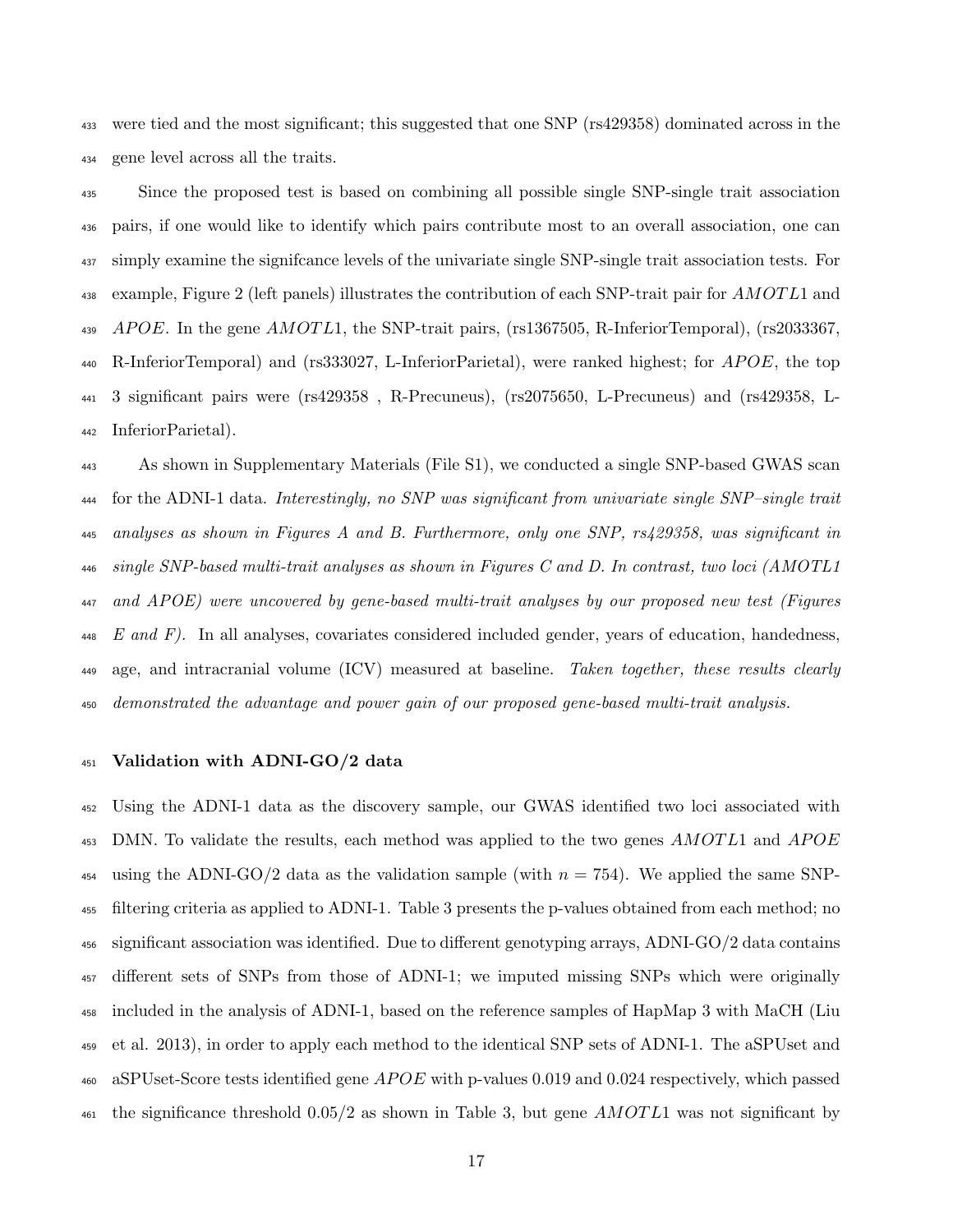were tied and the most significant; this suggested that one SNP (rs429358) dominated across in the gene level across all the traits.

Since the proposed test is based on combining all possible single SNP-single trait association pairs, if one would like to identify which pairs contribute most to an overall association, one can simply examine the signifcance levels of the univariate single SNP-single trait association tests. For example, Figure 2 (left panels) illustrates the contribution of each SNP-trait pair for $AMOTL1$ and $APOE$. In the gene $AMOTL1$, the SNP-trait pairs, (rs1367505, R-InferiorTemporal), (rs2033367, R-InferiorTemporal) and (rs333027, L-InferiorParietal), were ranked highest; for $APOE$, the top 3 significant pairs were (rs429358 , R-Precuneus), (rs2075650, L-Precuneus) and (rs429358, L-InferiorParietal).

As shown in Supplementary Materials (File S1), we conducted a single SNP-based GWAS scan for the ADNI-1 data. *Interestingly, no SNP was significant from univariate single SNP–single trait analyses as shown in Figures A and B. Furthermore, only one SNP, rs429358, was significant in single SNP-based multi-trait analyses as shown in Figures C and D. In contrast, two loci (AMOTL1 and APOE) were uncovered by gene-based multi-trait analyses by our proposed new test (Figures E and F).* In all analyses, covariates considered included gender, years of education, handedness, age, and intracranial volume (ICV) measured at baseline. *Taken together, these results clearly demonstrated the advantage and power gain of our proposed gene-based multi-trait analysis.*

### Validation with ADNI-GO/2 data

Using the ADNI-1 data as the discovery sample, our GWAS identified two loci associated with DMN. To validate the results, each method was applied to the two genes $AMOTL1$ and $APOE$ using the ADNI-GO/2 data as the validation sample (with $n = 754$). We applied the same SNP-filtering criteria as applied to ADNI-1. Table 3 presents the p-values obtained from each method; no significant association was identified. Due to different genotyping arrays, ADNI-GO/2 data contains different sets of SNPs from those of ADNI-1; we imputed missing SNPs which were originally included in the analysis of ADNI-1, based on the reference samples of HapMap 3 with MaCH (Liu et al. 2013), in order to apply each method to the identical SNP sets of ADNI-1. The aSPUset and aSPUset-Score tests identified gene $APOE$ with p-values 0.019 and 0.024 respectively, which passed the significance threshold 0.05/2 as shown in Table 3, but gene $AMOTL1$ was not significant by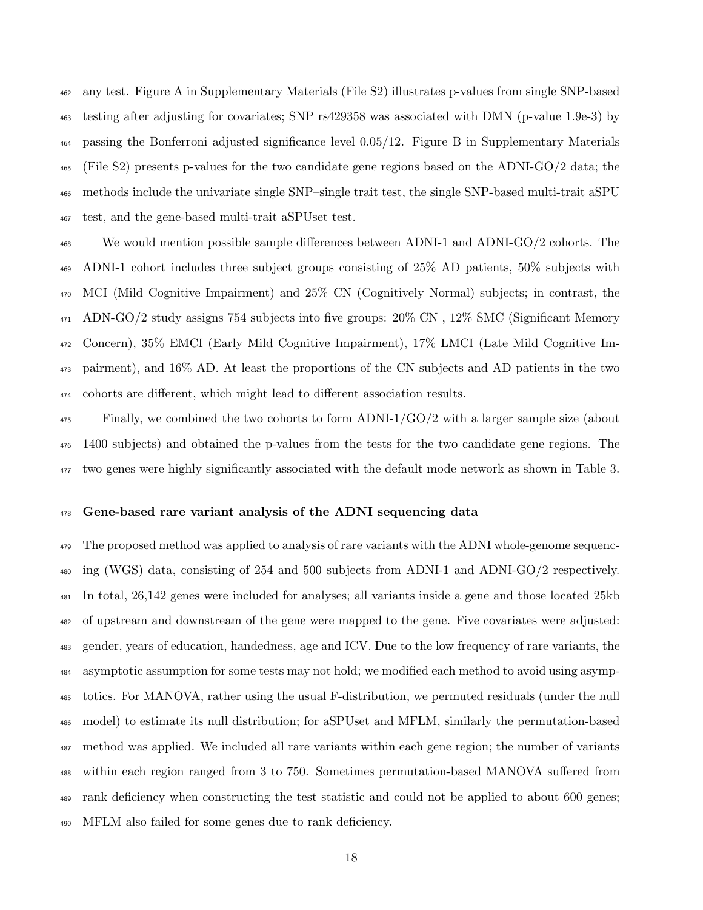any test. Figure A in Supplementary Materials (File S2) illustrates p-values from single SNP-based testing after adjusting for covariates; SNP rs429358 was associated with DMN (p-value 1.9e-3) by passing the Bonferroni adjusted significance level 0.05/12. Figure B in Supplementary Materials (File S2) presents p-values for the two candidate gene regions based on the ADNI-GO/2 data; the methods include the univariate single SNP–single trait test, the single SNP-based multi-trait aSPU test, and the gene-based multi-trait aSPUset test.

We would mention possible sample differences between ADNI-1 and ADNI-GO/2 cohorts. The ADNI-1 cohort includes three subject groups consisting of 25% AD patients, 50% subjects with MCI (Mild Cognitive Impairment) and 25% CN (Cognitively Normal) subjects; in contrast, the ADN-GO/2 study assigns 754 subjects into five groups: 20% CN , 12% SMC (Significant Memory Concern), 35% EMCI (Early Mild Cognitive Impairment), 17% LMCI (Late Mild Cognitive Impairment), and 16% AD. At least the proportions of the CN subjects and AD patients in the two cohorts are different, which might lead to different association results.

Finally, we combined the two cohorts to form ADNI-1/GO/2 with a larger sample size (about 1400 subjects) and obtained the p-values from the tests for the two candidate gene regions. The two genes were highly significantly associated with the default mode network as shown in Table 3.

### Gene-based rare variant analysis of the ADNI sequencing data

The proposed method was applied to analysis of rare variants with the ADNI whole-genome sequencing (WGS) data, consisting of 254 and 500 subjects from ADNI-1 and ADNI-GO/2 respectively. In total, 26,142 genes were included for analyses; all variants inside a gene and those located 25kb of upstream and downstream of the gene were mapped to the gene. Five covariates were adjusted: gender, years of education, handedness, age and ICV. Due to the low frequency of rare variants, the asymptotic assumption for some tests may not hold; we modified each method to avoid using asymptotics. For MANOVA, rather using the usual F-distribution, we permuted residuals (under the null model) to estimate its null distribution; for aSPUset and MFLM, similarly the permutation-based method was applied. We included all rare variants within each gene region; the number of variants within each region ranged from 3 to 750. Sometimes permutation-based MANOVA suffered from rank deficiency when constructing the test statistic and could not be applied to about 600 genes; MFLM also failed for some genes due to rank deficiency.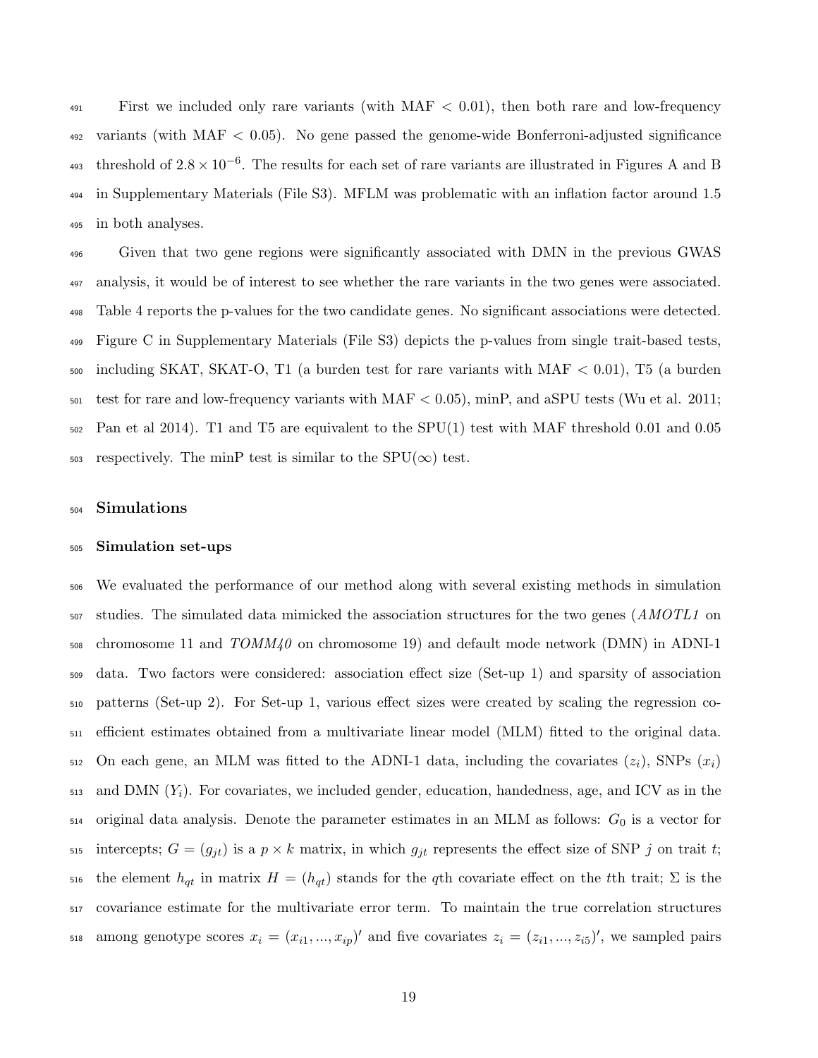First we included only rare variants (with MAF $< 0.01$), then both rare and low-frequency variants (with MAF $< 0.05$). No gene passed the genome-wide Bonferroni-adjusted significance threshold of $2.8 \times 10^{-6}$. The results for each set of rare variants are illustrated in Figures A and B in Supplementary Materials (File S3). MFLM was problematic with an inflation factor around 1.5 in both analyses.

Given that two gene regions were significantly associated with DMN in the previous GWAS analysis, it would be of interest to see whether the rare variants in the two genes were associated. Table 4 reports the p-values for the two candidate genes. No significant associations were detected. Figure C in Supplementary Materials (File S3) depicts the p-values from single trait-based tests, including SKAT, SKAT-O, T1 (a burden test for rare variants with MAF $< 0.01$), T5 (a burden test for rare and low-frequency variants with MAF $< 0.05$), minP, and aSPU tests (Wu et al. 2011; Pan et al 2014). T1 and T5 are equivalent to the SPU(1) test with MAF threshold 0.01 and 0.05 respectively. The minP test is similar to the SPU($\infty$) test.

## Simulations

### Simulation set-ups

We evaluated the performance of our method along with several existing methods in simulation studies. The simulated data mimicked the association structures for the two genes (*AMOTL1* on chromosome 11 and *TOMM40* on chromosome 19) and default mode network (DMN) in ADNI-1 data. Two factors were considered: association effect size (Set-up 1) and sparsity of association patterns (Set-up 2). For Set-up 1, various effect sizes were created by scaling the regression coefficient estimates obtained from a multivariate linear model (MLM) fitted to the original data. On each gene, an MLM was fitted to the ADNI-1 data, including the covariates ($z_i$), SNPs ($x_i$) and DMN ($Y_i$). For covariates, we included gender, education, handedness, age, and ICV as in the original data analysis. Denote the parameter estimates in an MLM as follows: $G_0$ is a vector for intercepts; $G = (g_{jt})$ is a $p \times k$ matrix, in which $g_{jt}$ represents the effect size of SNP $j$ on trait $t$; the element $h_{qt}$ in matrix $H = (h_{qt})$ stands for the $q$th covariate effect on the $t$th trait; $\Sigma$ is the covariance estimate for the multivariate error term. To maintain the true correlation structures among genotype scores $x_i = (x_{i1}, ..., x_{ip})'$ and five covariates $z_i = (z_{i1}, ..., z_{i5})'$, we sampled pairs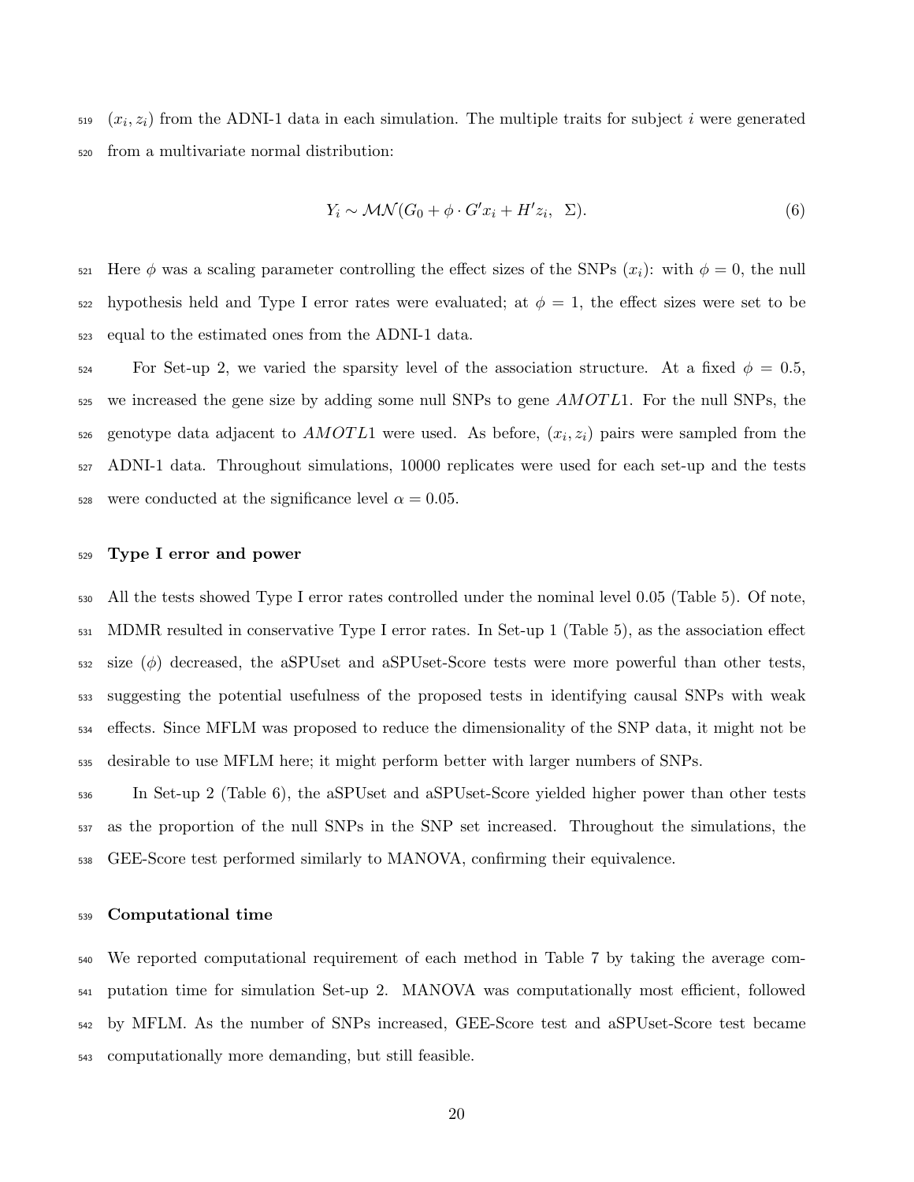$(x_i, z_i)$ from the ADNI-1 data in each simulation. The multiple traits for subject $i$ were generated from a multivariate normal distribution:

$$Y_i \sim \mathcal{MN}(G_0 + \phi \cdot G' x_i + H' z_i, \;\; \Sigma). \tag{6}$$

Here $\phi$ was a scaling parameter controlling the effect sizes of the SNPs ($x_i$): with $\phi = 0$, the null hypothesis held and Type I error rates were evaluated; at $\phi = 1$, the effect sizes were set to be equal to the estimated ones from the ADNI-1 data.

For Set-up 2, we varied the sparsity level of the association structure. At a fixed $\phi = 0.5$, we increased the gene size by adding some null SNPs to gene *AMOTL*1. For the null SNPs, the genotype data adjacent to *AMOTL*1 were used. As before, $(x_i, z_i)$ pairs were sampled from the ADNI-1 data. Throughout simulations, 10000 replicates were used for each set-up and the tests were conducted at the significance level $\alpha = 0.05$.

### Type I error and power

All the tests showed Type I error rates controlled under the nominal level 0.05 (Table 5). Of note, MDMR resulted in conservative Type I error rates. In Set-up 1 (Table 5), as the association effect size ($\phi$) decreased, the aSPUset and aSPUset-Score tests were more powerful than other tests, suggesting the potential usefulness of the proposed tests in identifying causal SNPs with weak effects. Since MFLM was proposed to reduce the dimensionality of the SNP data, it might not be desirable to use MFLM here; it might perform better with larger numbers of SNPs.

In Set-up 2 (Table 6), the aSPUset and aSPUset-Score yielded higher power than other tests as the proportion of the null SNPs in the SNP set increased. Throughout the simulations, the GEE-Score test performed similarly to MANOVA, confirming their equivalence.

### Computational time

We reported computational requirement of each method in Table 7 by taking the average computation time for simulation Set-up 2. MANOVA was computationally most efficient, followed by MFLM. As the number of SNPs increased, GEE-Score test and aSPUset-Score test became computationally more demanding, but still feasible.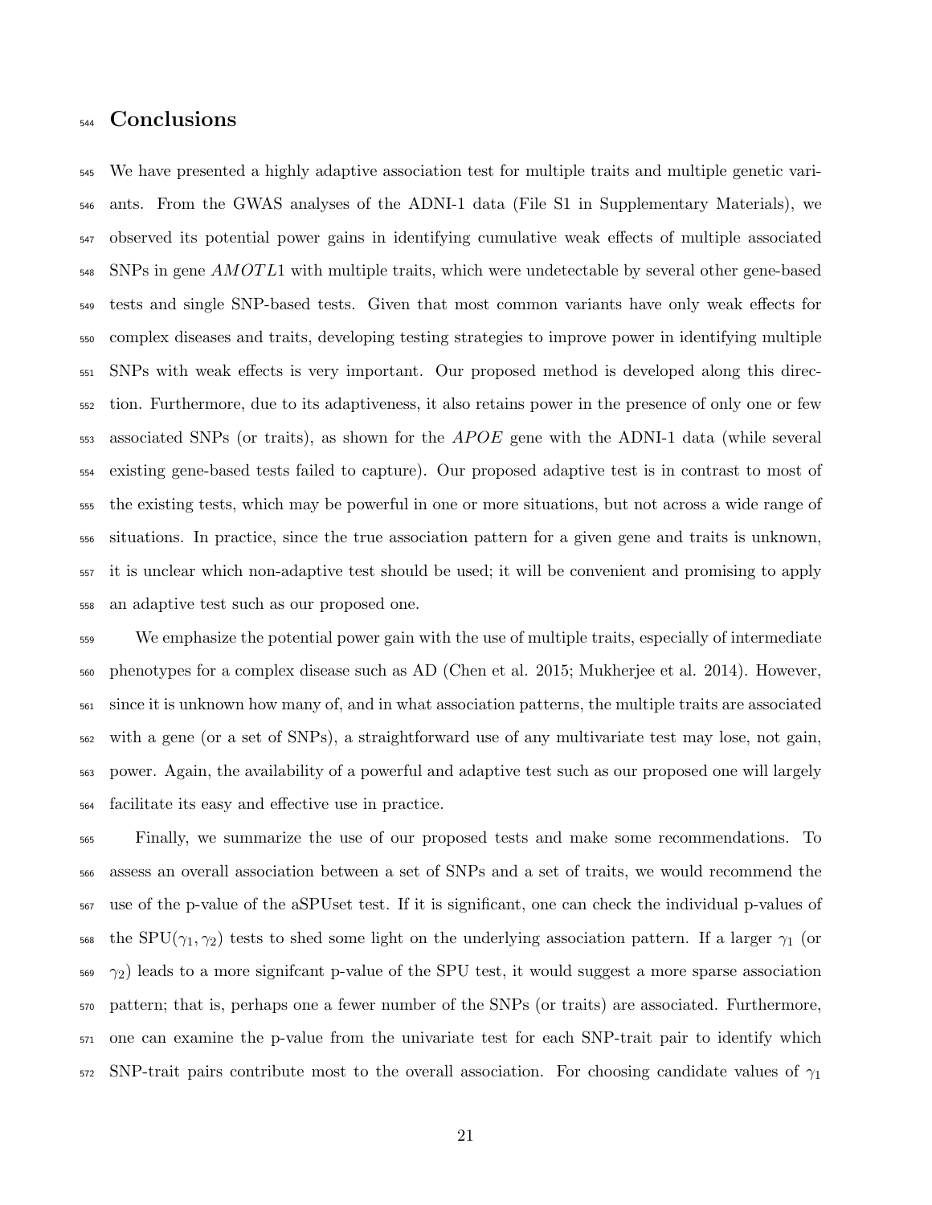# Conclusions

We have presented a highly adaptive association test for multiple traits and multiple genetic variants. From the GWAS analyses of the ADNI-1 data (File S1 in Supplementary Materials), we observed its potential power gains in identifying cumulative weak effects of multiple associated SNPs in gene *AMOTL*1 with multiple traits, which were undetectable by several other gene-based tests and single SNP-based tests. Given that most common variants have only weak effects for complex diseases and traits, developing testing strategies to improve power in identifying multiple SNPs with weak effects is very important. Our proposed method is developed along this direction. Furthermore, due to its adaptiveness, it also retains power in the presence of only one or few associated SNPs (or traits), as shown for the *APOE* gene with the ADNI-1 data (while several existing gene-based tests failed to capture). Our proposed adaptive test is in contrast to most of the existing tests, which may be powerful in one or more situations, but not across a wide range of situations. In practice, since the true association pattern for a given gene and traits is unknown, it is unclear which non-adaptive test should be used; it will be convenient and promising to apply an adaptive test such as our proposed one.

We emphasize the potential power gain with the use of multiple traits, especially of intermediate phenotypes for a complex disease such as AD (Chen et al. 2015; Mukherjee et al. 2014). However, since it is unknown how many of, and in what association patterns, the multiple traits are associated with a gene (or a set of SNPs), a straightforward use of any multivariate test may lose, not gain, power. Again, the availability of a powerful and adaptive test such as our proposed one will largely facilitate its easy and effective use in practice.

Finally, we summarize the use of our proposed tests and make some recommendations. To assess an overall association between a set of SNPs and a set of traits, we would recommend the use of the p-value of the aSPUset test. If it is significant, one can check the individual p-values of the SPU($\gamma_1, \gamma_2$) tests to shed some light on the underlying association pattern. If a larger $\gamma_1$ (or $\gamma_2$) leads to a more signifcant p-value of the SPU test, it would suggest a more sparse association pattern; that is, perhaps one a fewer number of the SNPs (or traits) are associated. Furthermore, one can examine the p-value from the univariate test for each SNP-trait pair to identify which SNP-trait pairs contribute most to the overall association. For choosing candidate values of $\gamma_1$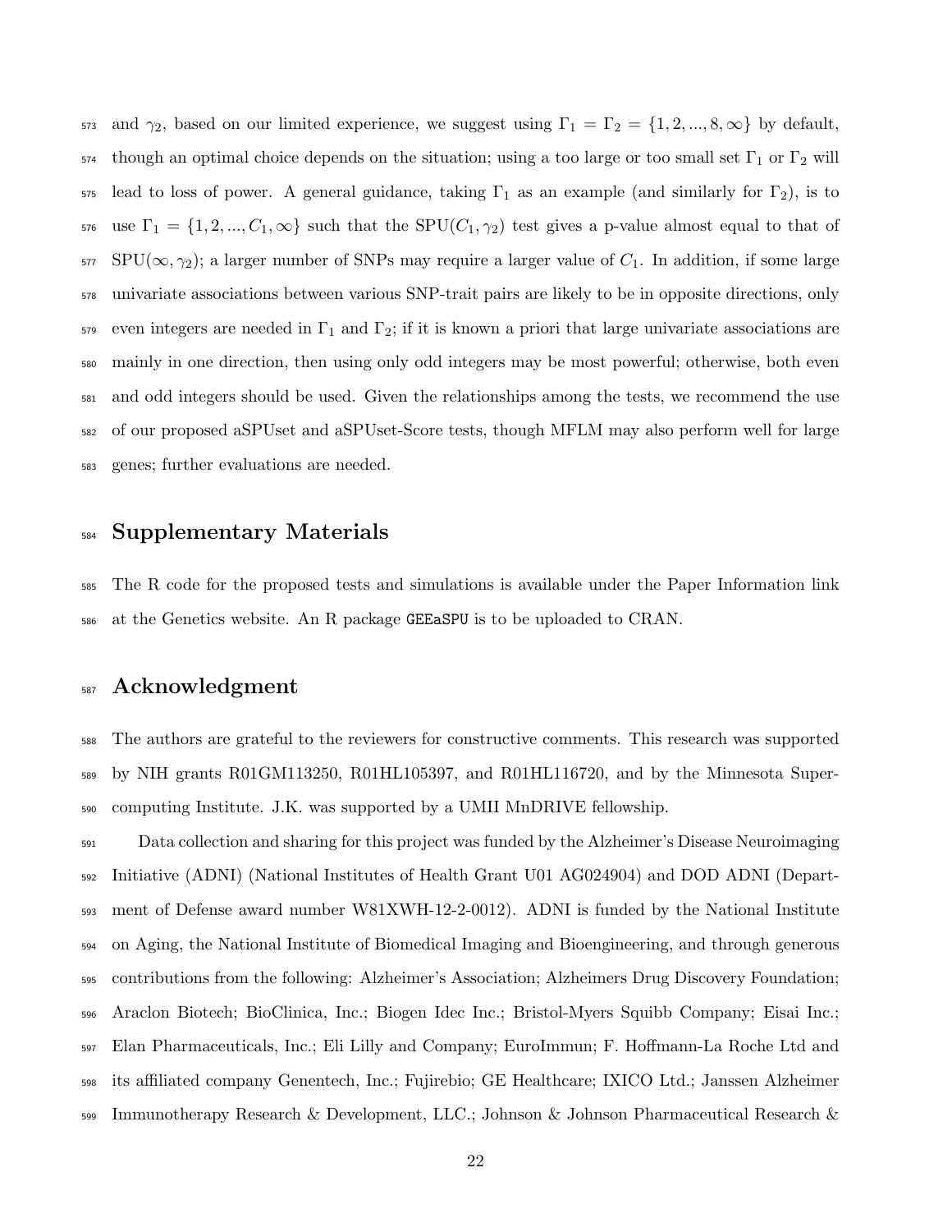and $\gamma_2$, based on our limited experience, we suggest using $\Gamma_1 = \Gamma_2 = \{1, 2, ..., 8, \infty\}$ by default, though an optimal choice depends on the situation; using a too large or too small set $\Gamma_1$ or $\Gamma_2$ will lead to loss of power. A general guidance, taking $\Gamma_1$ as an example (and similarly for $\Gamma_2$), is to use $\Gamma_1 = \{1, 2, ..., C_1, \infty\}$ such that the SPU$(C_1, \gamma_2)$ test gives a p-value almost equal to that of SPU$(\infty, \gamma_2)$; a larger number of SNPs may require a larger value of $C_1$. In addition, if some large univariate associations between various SNP-trait pairs are likely to be in opposite directions, only even integers are needed in $\Gamma_1$ and $\Gamma_2$; if it is known a priori that large univariate associations are mainly in one direction, then using only odd integers may be most powerful; otherwise, both even and odd integers should be used. Given the relationships among the tests, we recommend the use of our proposed aSPUset and aSPUset-Score tests, though MFLM may also perform well for large genes; further evaluations are needed.

# Supplementary Materials

The R code for the proposed tests and simulations is available under the Paper Information link at the Genetics website. An R package `GEEaSPU` is to be uploaded to CRAN.

# Acknowledgment

The authors are grateful to the reviewers for constructive comments. This research was supported by NIH grants R01GM113250, R01HL105397, and R01HL116720, and by the Minnesota Supercomputing Institute. J.K. was supported by a UMII MnDRIVE fellowship.

Data collection and sharing for this project was funded by the Alzheimer's Disease Neuroimaging Initiative (ADNI) (National Institutes of Health Grant U01 AG024904) and DOD ADNI (Department of Defense award number W81XWH-12-2-0012). ADNI is funded by the National Institute on Aging, the National Institute of Biomedical Imaging and Bioengineering, and through generous contributions from the following: Alzheimer's Association; Alzheimers Drug Discovery Foundation; Araclon Biotech; BioClinica, Inc.; Biogen Idec Inc.; Bristol-Myers Squibb Company; Eisai Inc.; Elan Pharmaceuticals, Inc.; Eli Lilly and Company; EuroImmun; F. Hoffmann-La Roche Ltd and its affiliated company Genentech, Inc.; Fujirebio; GE Healthcare; IXICO Ltd.; Janssen Alzheimer Immunotherapy Research & Development, LLC.; Johnson & Johnson Pharmaceutical Research &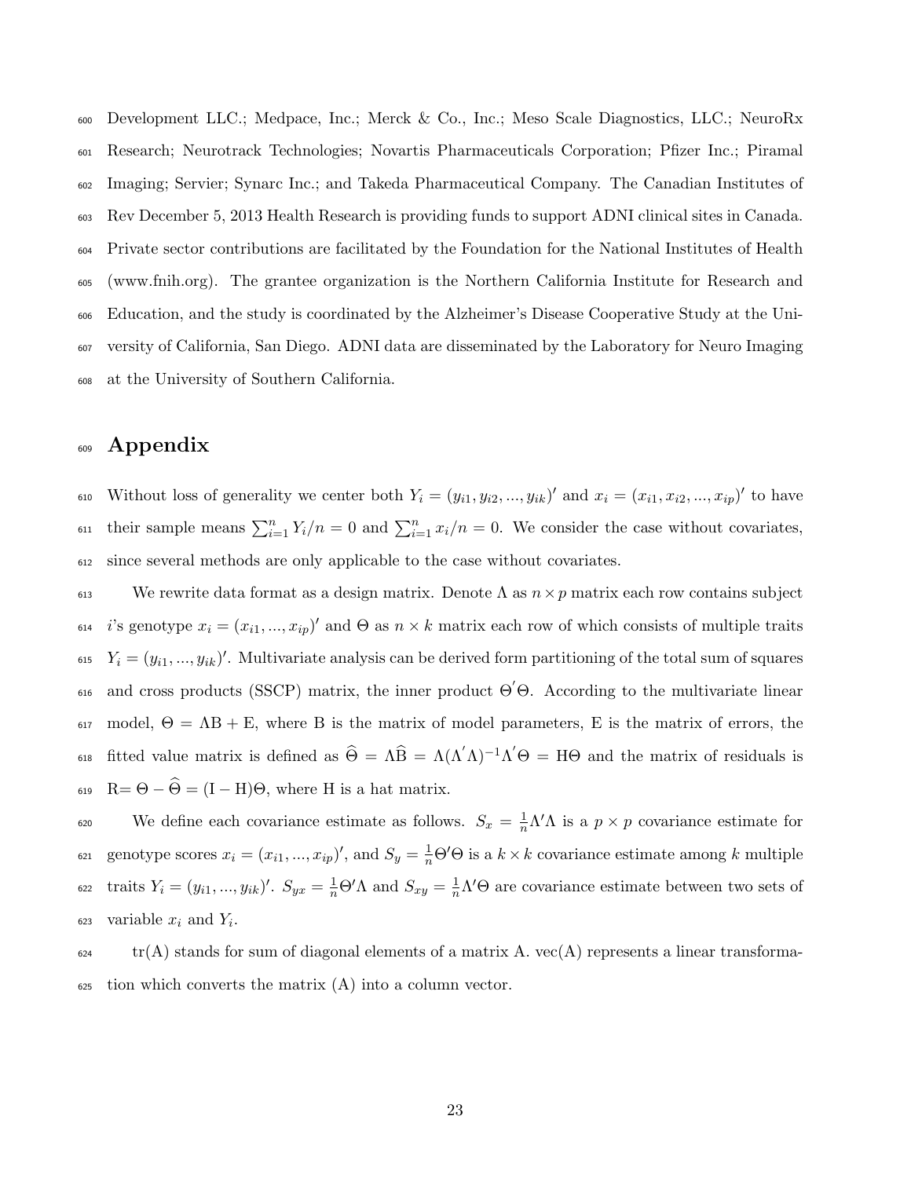Development LLC.; Medpace, Inc.; Merck & Co., Inc.; Meso Scale Diagnostics, LLC.; NeuroRx Research; Neurotrack Technologies; Novartis Pharmaceuticals Corporation; Pfizer Inc.; Piramal Imaging; Servier; Synarc Inc.; and Takeda Pharmaceutical Company. The Canadian Institutes of Rev December 5, 2013 Health Research is providing funds to support ADNI clinical sites in Canada. Private sector contributions are facilitated by the Foundation for the National Institutes of Health (www.fnih.org). The grantee organization is the Northern California Institute for Research and Education, and the study is coordinated by the Alzheimer's Disease Cooperative Study at the University of California, San Diego. ADNI data are disseminated by the Laboratory for Neuro Imaging at the University of Southern California.

# Appendix

Without loss of generality we center both $Y_i = (y_{i1}, y_{i2}, ..., y_{ik})'$ and $x_i = (x_{i1}, x_{i2}, ..., x_{ip})'$ to have their sample means $\sum_{i=1}^{n} Y_i/n = 0$ and $\sum_{i=1}^{n} x_i/n = 0$. We consider the case without covariates, since several methods are only applicable to the case without covariates.

We rewrite data format as a design matrix. Denote $\Lambda$ as $n \times p$ matrix each row contains subject $i$'s genotype $x_i = (x_{i1}, ..., x_{ip})'$ and $\Theta$ as $n \times k$ matrix each row of which consists of multiple traits $Y_i = (y_{i1}, ..., y_{ik})'$. Multivariate analysis can be derived form partitioning of the total sum of squares and cross products (SSCP) matrix, the inner product $\Theta^{'}\Theta$. According to the multivariate linear model, $\Theta = \Lambda \mathrm{B} + \mathrm{E}$, where B is the matrix of model parameters, E is the matrix of errors, the fitted value matrix is defined as $\widehat{\Theta} = \Lambda\widehat{\mathrm{B}} = \Lambda(\Lambda^{'}\Lambda)^{-1}\Lambda^{'}\Theta = \mathrm{H}\Theta$ and the matrix of residuals is $\mathrm{R} = \Theta - \widehat{\Theta} = (\mathrm{I} - \mathrm{H})\Theta$, where H is a hat matrix.

We define each covariance estimate as follows. $S_x = \frac{1}{n}\Lambda'\Lambda$ is a $p \times p$ covariance estimate for genotype scores $x_i = (x_{i1}, ..., x_{ip})'$, and $S_y = \frac{1}{n}\Theta'\Theta$ is a $k \times k$ covariance estimate among $k$ multiple traits $Y_i = (y_{i1}, ..., y_{ik})'$. $S_{yx} = \frac{1}{n}\Theta'\Lambda$ and $S_{xy} = \frac{1}{n}\Lambda'\Theta$ are covariance estimate between two sets of variable $x_i$ and $Y_i$.

tr(A) stands for sum of diagonal elements of a matrix A. vec(A) represents a linear transformation which converts the matrix (A) into a column vector.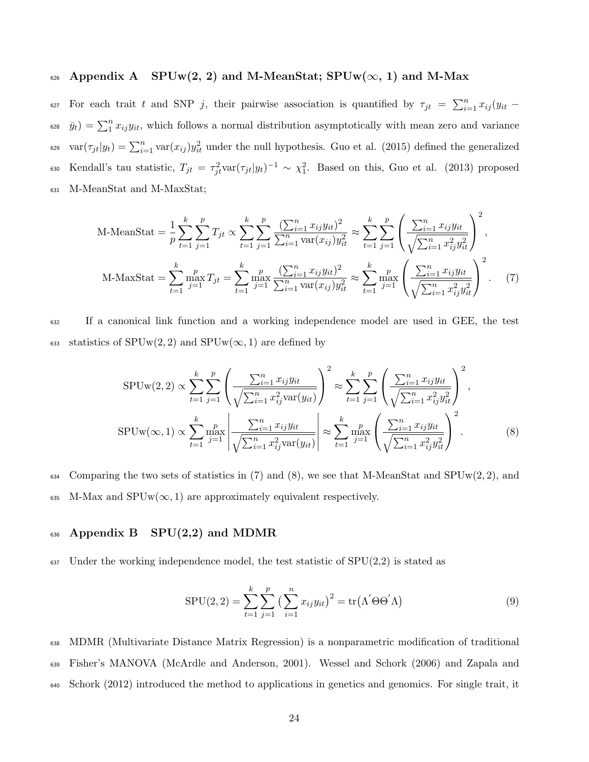## Appendix A SPUw(2, 2) and M-MeanStat; SPUw($\infty$, 1) and M-Max

For each trait $t$ and SNP $j$, their pairwise association is quantified by $\tau_{jt} = \sum_{i=1}^n x_{ij}(y_{it} - \bar{y}_t) = \sum_1^n x_{ij}y_{it}$, which follows a normal distribution asymptotically with mean zero and variance $\text{var}(\tau_{jt}|y_t) = \sum_{i=1}^n \text{var}(x_{ij})y_{it}^2$ under the null hypothesis. Guo et al. (2015) defined the generalized Kendall's tau statistic, $T_{jt} = \tau_{jt}^2 \text{var}(\tau_{jt}|y_t)^{-1} \sim \chi_1^2$. Based on this, Guo et al. (2013) proposed M-MeanStat and M-MaxStat;

$$
\begin{aligned}
\text{M-MeanStat} &= \frac{1}{p}\sum_{t=1}^k \sum_{j=1}^p T_{jt} \propto \sum_{t=1}^k \sum_{j=1}^p \frac{(\sum_{i=1}^n x_{ij}y_{it})^2}{\sum_{i=1}^n \text{var}(x_{ij})y_{it}^2} \approx \sum_{t=1}^k \sum_{j=1}^p \left( \frac{\sum_{i=1}^n x_{ij}y_{it}}{\sqrt{\sum_{i=1}^n x_{ij}^2 y_{it}^2}} \right)^2, \\
\text{M-MaxStat} &= \sum_{t=1}^k \max_{j=1}^p T_{jt} = \sum_{t=1}^k \max_{j=1}^p \frac{(\sum_{i=1}^n x_{ij}y_{it})^2}{\sum_{i=1}^n \text{var}(x_{ij})y_{it}^2} \approx \sum_{t=1}^k \max_{j=1}^p \left( \frac{\sum_{i=1}^n x_{ij}y_{it}}{\sqrt{\sum_{i=1}^n x_{ij}^2 y_{it}^2}} \right)^2. \quad (7)
\end{aligned}
$$

If a canonical link function and a working independence model are used in GEE, the test statistics of SPUw$(2, 2)$ and SPUw$(\infty, 1)$ are defined by

$$
\begin{aligned}
\text{SPUw}(2, 2) &\propto \sum_{t=1}^k \sum_{j=1}^p \left( \frac{\sum_{i=1}^n x_{ij}y_{it}}{\sqrt{\sum_{i=1}^n x_{ij}^2 \text{var}(y_{it})}} \right)^2 \approx \sum_{t=1}^k \sum_{j=1}^p \left( \frac{\sum_{i=1}^n x_{ij}y_{it}}{\sqrt{\sum_{i=1}^n x_{ij}^2 y_{it}^2}} \right)^2, \\
\text{SPUw}(\infty, 1) &\propto \sum_{t=1}^k \max_{j=1}^p \left| \frac{\sum_{i=1}^n x_{ij}y_{it}}{\sqrt{\sum_{i=1}^n x_{ij}^2 \text{var}(y_{it})}} \right| \approx \sum_{t=1}^k \max_{j=1}^p \left( \frac{\sum_{i=1}^n x_{ij}y_{it}}{\sqrt{\sum_{i=1}^n x_{ij}^2 y_{it}^2}} \right)^2. \quad (8)
\end{aligned}
$$

Comparing the two sets of statistics in (7) and (8), we see that M-MeanStat and SPUw$(2, 2)$, and M-Max and SPUw$(\infty, 1)$ are approximately equivalent respectively.

## Appendix B SPU(2,2) and MDMR

Under the working independence model, the test statistic of SPU(2,2) is stated as

$$
\text{SPU}(2, 2) = \sum_{t=1}^k \sum_{j=1}^p \big( \sum_{i=1}^n x_{ij}y_{it} \big)^2 = \text{tr}\big(\Lambda^{'}\Theta\Theta^{'}\Lambda\big) \quad (9)
$$

MDMR (Multivariate Distance Matrix Regression) is a nonparametric modification of traditional Fisher's MANOVA (McArdle and Anderson, 2001). Wessel and Schork (2006) and Zapala and Schork (2012) introduced the method to applications in genetics and genomics. For single trait, it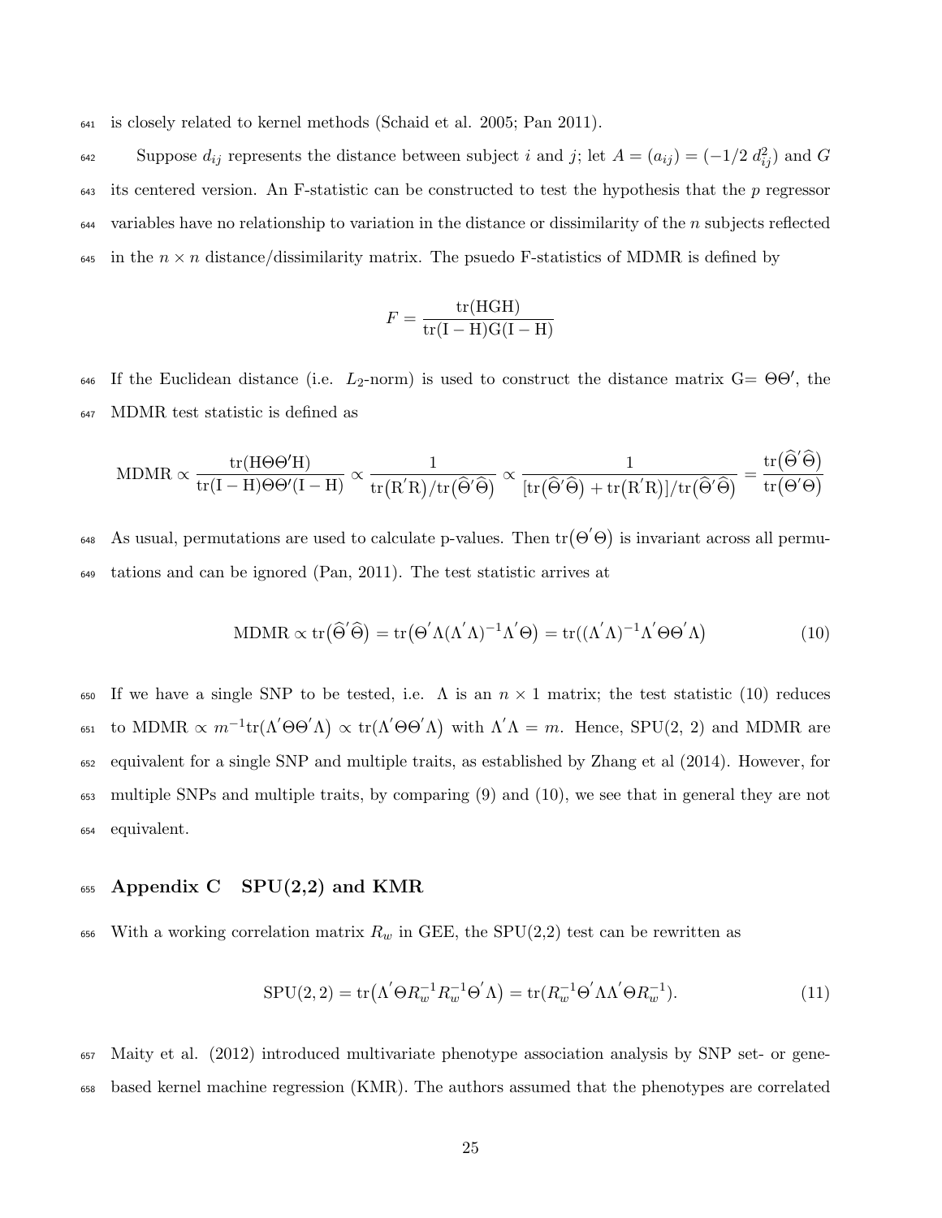is closely related to kernel methods (Schaid et al. 2005; Pan 2011).

Suppose $d_{ij}$ represents the distance between subject $i$ and $j$; let $A = (a_{ij}) = (-1/2\ d_{ij}^2)$ and $G$ its centered version. An F-statistic can be constructed to test the hypothesis that the $p$ regressor variables have no relationship to variation in the distance or dissimilarity of the $n$ subjects reflected in the $n \times n$ distance/dissimilarity matrix. The psuedo F-statistics of MDMR is defined by

$$F = \frac{\mathrm{tr(HGH)}}{\mathrm{tr(I-H)G(I-H)}}$$

If the Euclidean distance (i.e. $L_2$-norm) is used to construct the distance matrix G= $\Theta\Theta'$, the MDMR test statistic is defined as

$$\mathrm{MDMR} \propto \frac{\mathrm{tr(H\Theta\Theta'H)}}{\mathrm{tr(I-H)\Theta\Theta'(I-H)}} \propto \frac{1}{\mathrm{tr}\big(\mathrm{R}'\mathrm{R}\big)/\mathrm{tr}\big(\widehat{\Theta}'\widehat{\Theta}\big)} \propto \frac{1}{[\mathrm{tr}\big(\widehat{\Theta}'\widehat{\Theta}\big) + \mathrm{tr}\big(\mathrm{R}'\mathrm{R}\big)]/\mathrm{tr}\big(\widehat{\Theta}'\widehat{\Theta}\big)} = \frac{\mathrm{tr}\big(\widehat{\Theta}'\widehat{\Theta}\big)}{\mathrm{tr}\big(\Theta'\Theta\big)}$$

As usual, permutations are used to calculate p-values. Then $\mathrm{tr}\big(\Theta'\Theta\big)$ is invariant across all permutations and can be ignored (Pan, 2011). The test statistic arrives at

$$\mathrm{MDMR} \propto \mathrm{tr}\big(\widehat{\Theta}'\widehat{\Theta}\big) = \mathrm{tr}\big(\Theta'\Lambda(\Lambda'\Lambda)^{-1}\Lambda'\Theta\big) = \mathrm{tr}\big((\Lambda'\Lambda)^{-1}\Lambda'\Theta\Theta'\Lambda\big) \tag{10}$$

If we have a single SNP to be tested, i.e. $\Lambda$ is an $n \times 1$ matrix; the test statistic (10) reduces to $\mathrm{MDMR} \propto m^{-1}\mathrm{tr}\big(\Lambda'\Theta\Theta'\Lambda\big) \propto \mathrm{tr}\big(\Lambda'\Theta\Theta'\Lambda\big)$ with $\Lambda'\Lambda = m$. Hence, SPU(2, 2) and MDMR are equivalent for a single SNP and multiple traits, as established by Zhang et al (2014). However, for multiple SNPs and multiple traits, by comparing (9) and (10), we see that in general they are not equivalent.

## Appendix C SPU(2,2) and KMR

With a working correlation matrix $R_w$ in GEE, the SPU(2,2) test can be rewritten as

$$\mathrm{SPU}(2,2) = \mathrm{tr}\big(\Lambda'\Theta R_w^{-1}R_w^{-1}\Theta'\Lambda\big) = \mathrm{tr}(R_w^{-1}\Theta'\Lambda\Lambda'\Theta R_w^{-1}). \tag{11}$$

Maity et al. (2012) introduced multivariate phenotype association analysis by SNP set- or gene-based kernel machine regression (KMR). The authors assumed that the phenotypes are correlated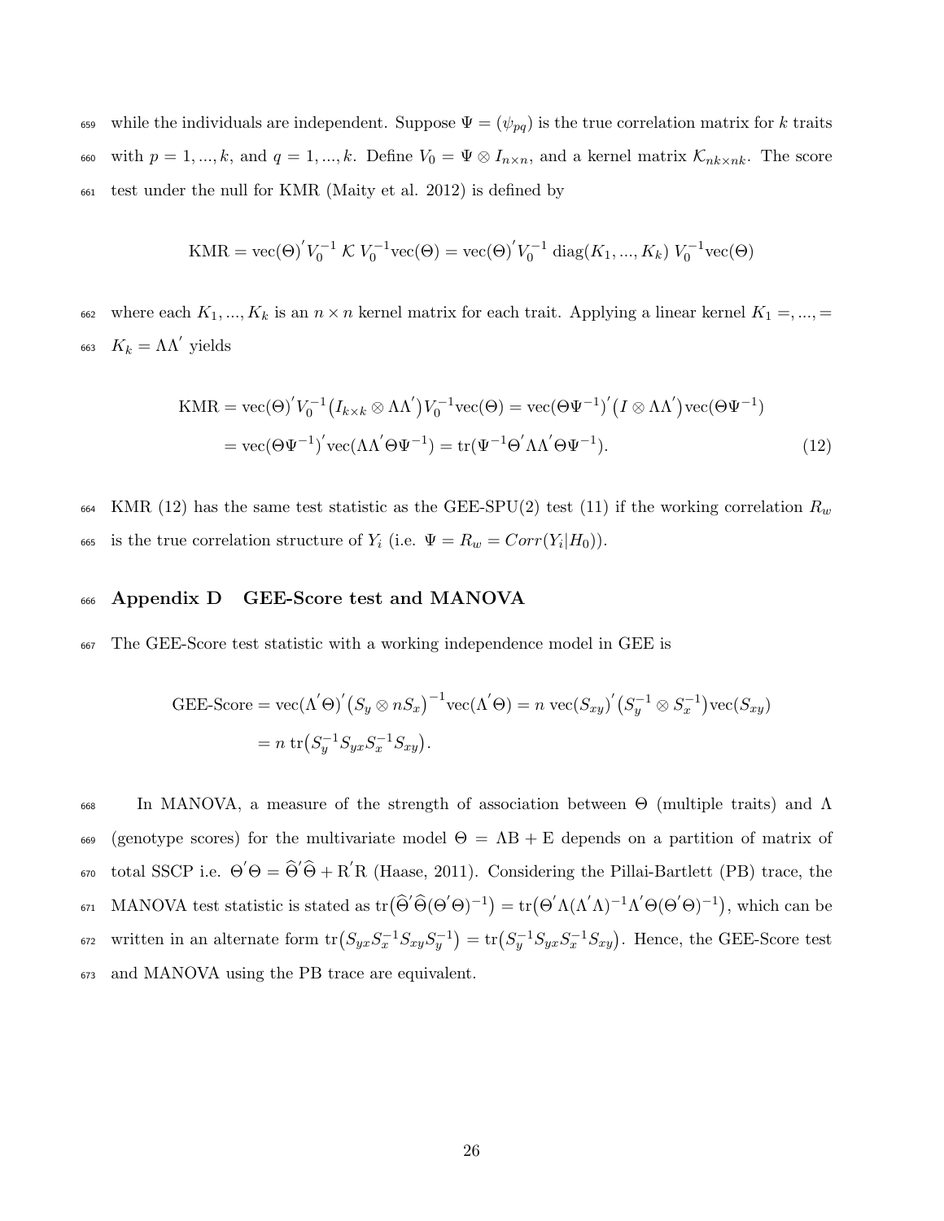while the individuals are independent. Suppose $\Psi = (\psi_{pq})$ is the true correlation matrix for $k$ traits with $p = 1, ..., k$, and $q = 1, ..., k$. Define $V_0 = \Psi \otimes I_{n \times n}$, and a kernel matrix $\mathcal{K}_{nk \times nk}$. The score test under the null for KMR (Maity et al. 2012) is defined by

$$\text{KMR} = \text{vec}(\Theta)' V_0^{-1} \, \mathcal{K} \, V_0^{-1} \text{vec}(\Theta) = \text{vec}(\Theta)' V_0^{-1} \, \text{diag}(K_1, ..., K_k) \, V_0^{-1} \text{vec}(\Theta)$$

where each $K_1, ..., K_k$ is an $n \times n$ kernel matrix for each trait. Applying a linear kernel $K_1 =, ..., = K_k = \Lambda \Lambda'$ yields

$$\begin{aligned}
\text{KMR} &= \text{vec}(\Theta)' V_0^{-1} \big( I_{k \times k} \otimes \Lambda \Lambda' \big) V_0^{-1} \text{vec}(\Theta) = \text{vec}(\Theta \Psi^{-1})' \big( I \otimes \Lambda \Lambda' \big) \text{vec}(\Theta \Psi^{-1}) \\
&= \text{vec}(\Theta \Psi^{-1})' \text{vec}(\Lambda \Lambda' \Theta \Psi^{-1}) = \text{tr}(\Psi^{-1} \Theta' \Lambda \Lambda' \Theta \Psi^{-1}).
\end{aligned} \tag{12}$$

KMR (12) has the same test statistic as the GEE-SPU(2) test (11) if the working correlation $R_w$ is the true correlation structure of $Y_i$ (i.e. $\Psi = R_w = Corr(Y_i | H_0)$).

## Appendix D GEE-Score test and MANOVA

The GEE-Score test statistic with a working independence model in GEE is

$$\begin{aligned}
\text{GEE-Score} &= \text{vec}(\Lambda' \Theta)' \big( S_y \otimes n S_x \big)^{-1} \text{vec}(\Lambda' \Theta) = n \, \text{vec}(S_{xy})' \big( S_y^{-1} \otimes S_x^{-1} \big) \text{vec}(S_{xy}) \\
&= n \, \text{tr}\big( S_y^{-1} S_{yx} S_x^{-1} S_{xy} \big).
\end{aligned}$$

In MANOVA, a measure of the strength of association between $\Theta$ (multiple traits) and $\Lambda$ (genotype scores) for the multivariate model $\Theta = \Lambda \text{B} + \text{E}$ depends on a partition of matrix of total SSCP i.e. $\Theta' \Theta = \widehat{\Theta}' \widehat{\Theta} + \text{R}' \text{R}$ (Haase, 2011). Considering the Pillai-Bartlett (PB) trace, the MANOVA test statistic is stated as $\text{tr}\big( \widehat{\Theta}' \widehat{\Theta} (\Theta' \Theta)^{-1} \big) = \text{tr}\big( \Theta' \Lambda (\Lambda' \Lambda)^{-1} \Lambda' \Theta (\Theta' \Theta)^{-1} \big)$, which can be written in an alternate form $\text{tr}\big( S_{yx} S_x^{-1} S_{xy} S_y^{-1} \big) = \text{tr}\big( S_y^{-1} S_{yx} S_x^{-1} S_{xy} \big)$. Hence, the GEE-Score test and MANOVA using the PB trace are equivalent.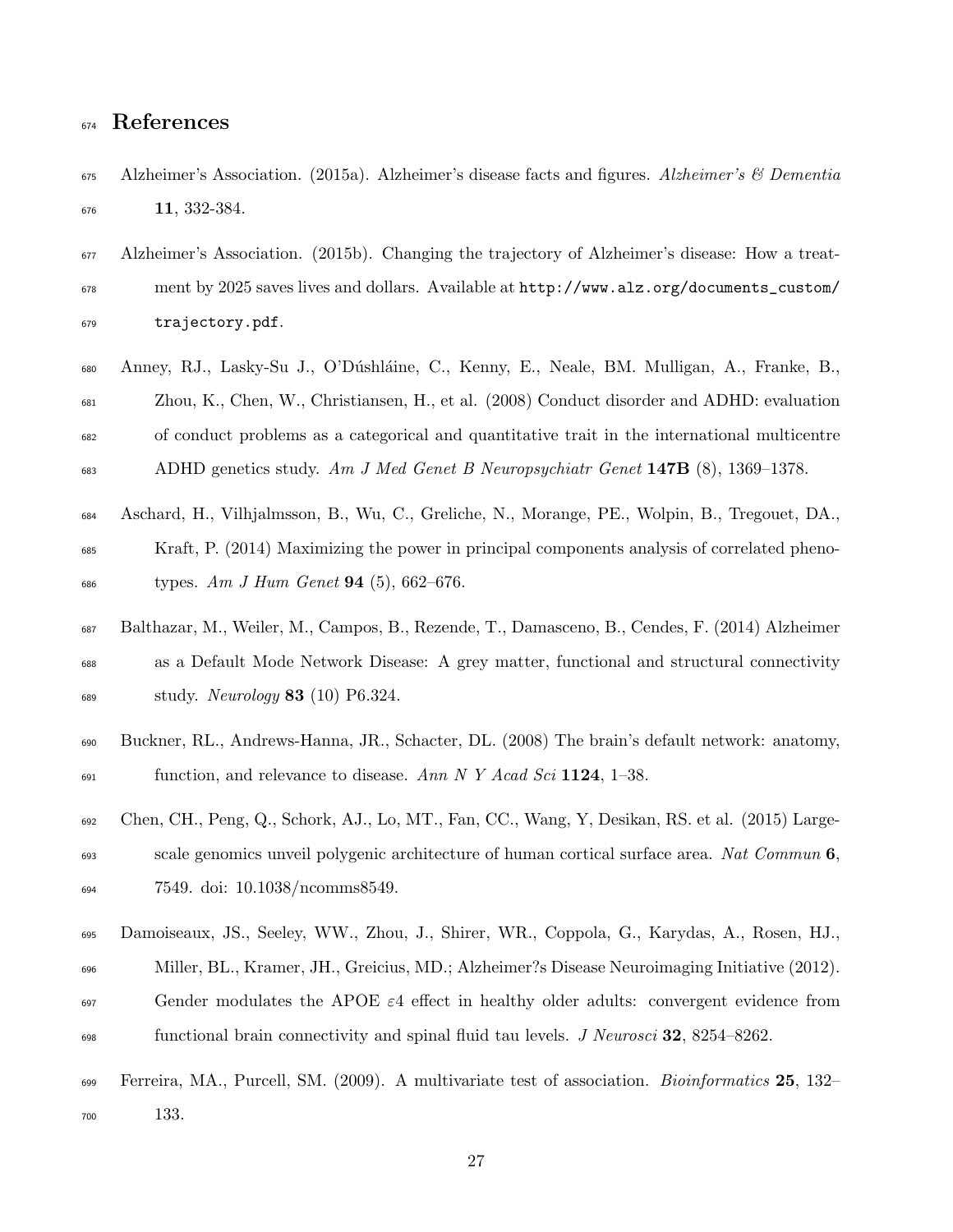# References

Alzheimer's Association. (2015a). Alzheimer's disease facts and figures. *Alzheimer's & Dementia* **11**, 332-384.

Alzheimer's Association. (2015b). Changing the trajectory of Alzheimer's disease: How a treatment by 2025 saves lives and dollars. Available at `http://www.alz.org/documents_custom/trajectory.pdf`.

Anney, RJ., Lasky-Su J., O'Dúshláine, C., Kenny, E., Neale, BM. Mulligan, A., Franke, B., Zhou, K., Chen, W., Christiansen, H., et al. (2008) Conduct disorder and ADHD: evaluation of conduct problems as a categorical and quantitative trait in the international multicentre ADHD genetics study. *Am J Med Genet B Neuropsychiatr Genet* **147B** (8), 1369–1378.

Aschard, H., Vilhjalmsson, B., Wu, C., Greliche, N., Morange, PE., Wolpin, B., Tregouet, DA., Kraft, P. (2014) Maximizing the power in principal components analysis of correlated phenotypes. *Am J Hum Genet* **94** (5), 662–676.

Balthazar, M., Weiler, M., Campos, B., Rezende, T., Damasceno, B., Cendes, F. (2014) Alzheimer as a Default Mode Network Disease: A grey matter, functional and structural connectivity study. *Neurology* **83** (10) P6.324.

Buckner, RL., Andrews-Hanna, JR., Schacter, DL. (2008) The brain's default network: anatomy, function, and relevance to disease. *Ann N Y Acad Sci* **1124**, 1–38.

Chen, CH., Peng, Q., Schork, AJ., Lo, MT., Fan, CC., Wang, Y, Desikan, RS. et al. (2015) Large-scale genomics unveil polygenic architecture of human cortical surface area. *Nat Commun* **6**, 7549. doi: 10.1038/ncomms8549.

Damoiseaux, JS., Seeley, WW., Zhou, J., Shirer, WR., Coppola, G., Karydas, A., Rosen, HJ., Miller, BL., Kramer, JH., Greicius, MD.; Alzheimer?s Disease Neuroimaging Initiative (2012). Gender modulates the APOE $\varepsilon 4$ effect in healthy older adults: convergent evidence from functional brain connectivity and spinal fluid tau levels. *J Neurosci* **32**, 8254–8262.

Ferreira, MA., Purcell, SM. (2009). A multivariate test of association. *Bioinformatics* **25**, 132–133.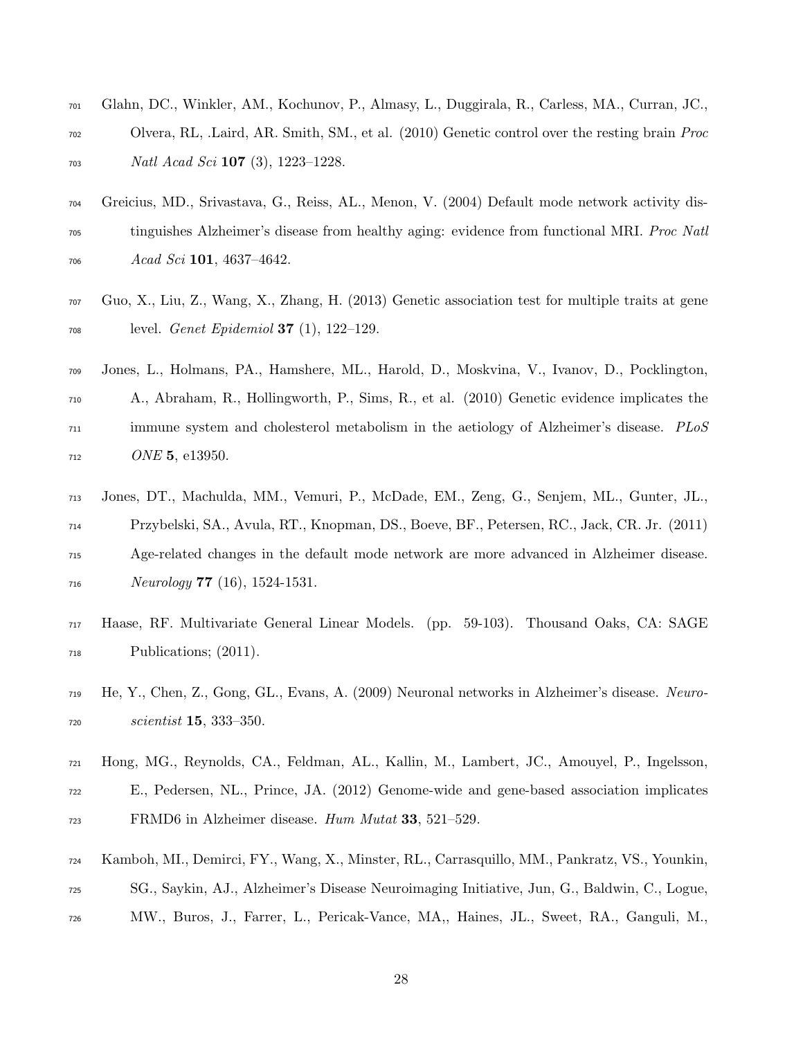Glahn, DC., Winkler, AM., Kochunov, P., Almasy, L., Duggirala, R., Carless, MA., Curran, JC., Olvera, RL, .Laird, AR. Smith, SM., et al. (2010) Genetic control over the resting brain *Proc Natl Acad Sci* **107** (3), 1223–1228.

Greicius, MD., Srivastava, G., Reiss, AL., Menon, V. (2004) Default mode network activity distinguishes Alzheimer's disease from healthy aging: evidence from functional MRI. *Proc Natl Acad Sci* **101**, 4637–4642.

Guo, X., Liu, Z., Wang, X., Zhang, H. (2013) Genetic association test for multiple traits at gene level. *Genet Epidemiol* **37** (1), 122–129.

Jones, L., Holmans, PA., Hamshere, ML., Harold, D., Moskvina, V., Ivanov, D., Pocklington, A., Abraham, R., Hollingworth, P., Sims, R., et al. (2010) Genetic evidence implicates the immune system and cholesterol metabolism in the aetiology of Alzheimer's disease. *PLoS ONE* **5**, e13950.

Jones, DT., Machulda, MM., Vemuri, P., McDade, EM., Zeng, G., Senjem, ML., Gunter, JL., Przybelski, SA., Avula, RT., Knopman, DS., Boeve, BF., Petersen, RC., Jack, CR. Jr. (2011) Age-related changes in the default mode network are more advanced in Alzheimer disease. *Neurology* **77** (16), 1524-1531.

Haase, RF. Multivariate General Linear Models. (pp. 59-103). Thousand Oaks, CA: SAGE Publications; (2011).

He, Y., Chen, Z., Gong, GL., Evans, A. (2009) Neuronal networks in Alzheimer's disease. *Neuroscientist* **15**, 333–350.

Hong, MG., Reynolds, CA., Feldman, AL., Kallin, M., Lambert, JC., Amouyel, P., Ingelsson, E., Pedersen, NL., Prince, JA. (2012) Genome-wide and gene-based association implicates FRMD6 in Alzheimer disease. *Hum Mutat* **33**, 521–529.

Kamboh, MI., Demirci, FY., Wang, X., Minster, RL., Carrasquillo, MM., Pankratz, VS., Younkin, SG., Saykin, AJ., Alzheimer's Disease Neuroimaging Initiative, Jun, G., Baldwin, C., Logue, MW., Buros, J., Farrer, L., Pericak-Vance, MA,, Haines, JL., Sweet, RA., Ganguli, M.,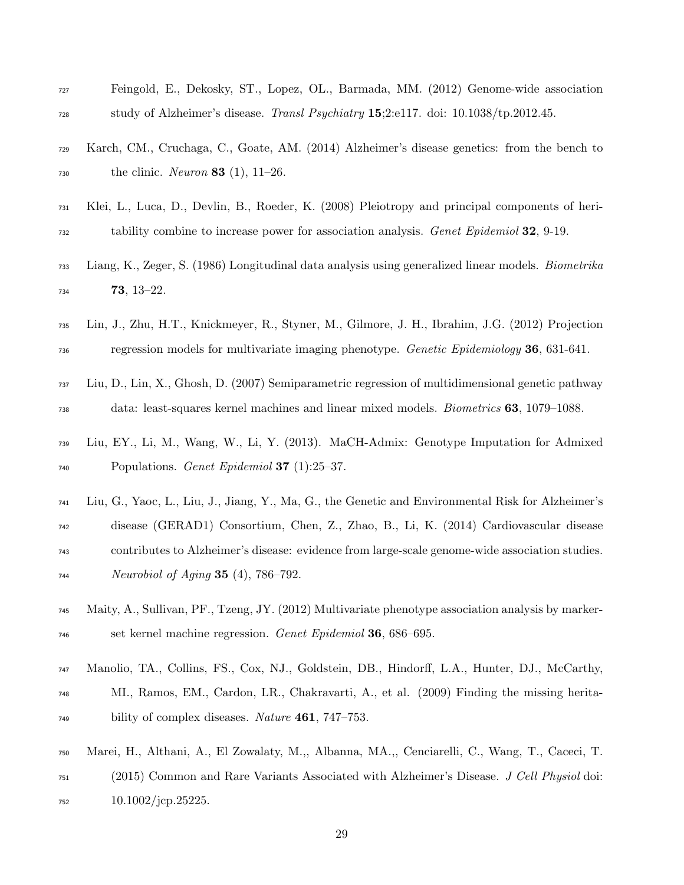Feingold, E., Dekosky, ST., Lopez, OL., Barmada, MM. (2012) Genome-wide association study of Alzheimer's disease. *Transl Psychiatry* **15**;2:e117. doi: 10.1038/tp.2012.45.

Karch, CM., Cruchaga, C., Goate, AM. (2014) Alzheimer's disease genetics: from the bench to the clinic. *Neuron* **83** (1), 11–26.

Klei, L., Luca, D., Devlin, B., Roeder, K. (2008) Pleiotropy and principal components of heritability combine to increase power for association analysis. *Genet Epidemiol* **32**, 9-19.

Liang, K., Zeger, S. (1986) Longitudinal data analysis using generalized linear models. *Biometrika* **73**, 13–22.

Lin, J., Zhu, H.T., Knickmeyer, R., Styner, M., Gilmore, J. H., Ibrahim, J.G. (2012) Projection regression models for multivariate imaging phenotype. *Genetic Epidemiology* **36**, 631-641.

Liu, D., Lin, X., Ghosh, D. (2007) Semiparametric regression of multidimensional genetic pathway data: least-squares kernel machines and linear mixed models. *Biometrics* **63**, 1079–1088.

Liu, EY., Li, M., Wang, W., Li, Y. (2013). MaCH-Admix: Genotype Imputation for Admixed Populations. *Genet Epidemiol* **37** (1):25–37.

Liu, G., Yaoc, L., Liu, J., Jiang, Y., Ma, G., the Genetic and Environmental Risk for Alzheimer's disease (GERAD1) Consortium, Chen, Z., Zhao, B., Li, K. (2014) Cardiovascular disease contributes to Alzheimer's disease: evidence from large-scale genome-wide association studies. *Neurobiol of Aging* **35** (4), 786–792.

Maity, A., Sullivan, PF., Tzeng, JY. (2012) Multivariate phenotype association analysis by marker-set kernel machine regression. *Genet Epidemiol* **36**, 686–695.

Manolio, TA., Collins, FS., Cox, NJ., Goldstein, DB., Hindorff, L.A., Hunter, DJ., McCarthy, MI., Ramos, EM., Cardon, LR., Chakravarti, A., et al. (2009) Finding the missing heritability of complex diseases. *Nature* **461**, 747–753.

Marei, H., Althani, A., El Zowalaty, M.,, Albanna, MA.,, Cenciarelli, C., Wang, T., Caceci, T. (2015) Common and Rare Variants Associated with Alzheimer's Disease. *J Cell Physiol* doi: 10.1002/jcp.25225.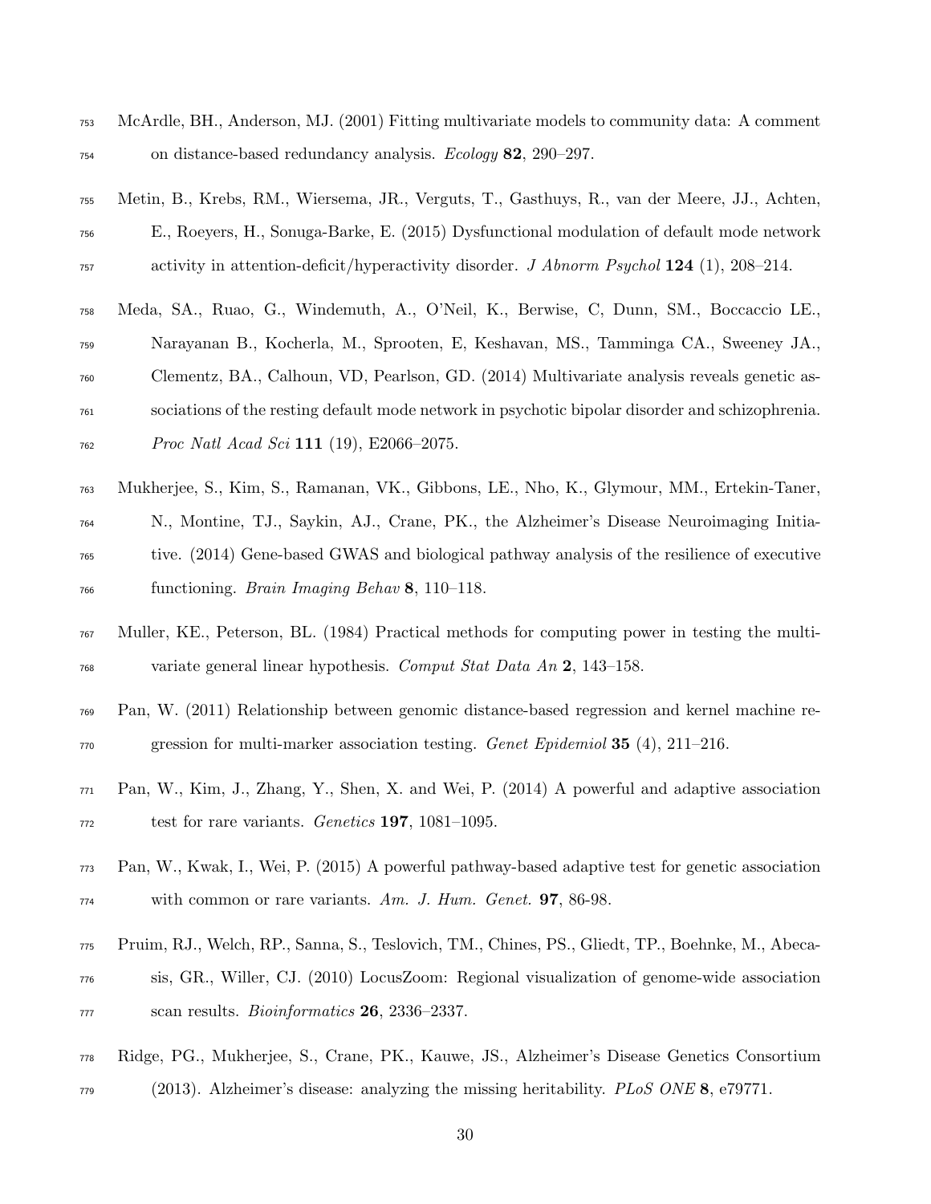McArdle, BH., Anderson, MJ. (2001) Fitting multivariate models to community data: A comment on distance-based redundancy analysis. *Ecology* **82**, 290–297.

Metin, B., Krebs, RM., Wiersema, JR., Verguts, T., Gasthuys, R., van der Meere, JJ., Achten, E., Roeyers, H., Sonuga-Barke, E. (2015) Dysfunctional modulation of default mode network activity in attention-deficit/hyperactivity disorder. *J Abnorm Psychol* **124** (1), 208–214.

Meda, SA., Ruao, G., Windemuth, A., O'Neil, K., Berwise, C, Dunn, SM., Boccaccio LE., Narayanan B., Kocherla, M., Sprooten, E, Keshavan, MS., Tamminga CA., Sweeney JA., Clementz, BA., Calhoun, VD, Pearlson, GD. (2014) Multivariate analysis reveals genetic associations of the resting default mode network in psychotic bipolar disorder and schizophrenia. *Proc Natl Acad Sci* **111** (19), E2066–2075.

Mukherjee, S., Kim, S., Ramanan, VK., Gibbons, LE., Nho, K., Glymour, MM., Ertekin-Taner, N., Montine, TJ., Saykin, AJ., Crane, PK., the Alzheimer's Disease Neuroimaging Initiative. (2014) Gene-based GWAS and biological pathway analysis of the resilience of executive functioning. *Brain Imaging Behav* **8**, 110–118.

Muller, KE., Peterson, BL. (1984) Practical methods for computing power in testing the multivariate general linear hypothesis. *Comput Stat Data An* **2**, 143–158.

Pan, W. (2011) Relationship between genomic distance-based regression and kernel machine regression for multi-marker association testing. *Genet Epidemiol* **35** (4), 211–216.

Pan, W., Kim, J., Zhang, Y., Shen, X. and Wei, P. (2014) A powerful and adaptive association test for rare variants. *Genetics* **197**, 1081–1095.

Pan, W., Kwak, I., Wei, P. (2015) A powerful pathway-based adaptive test for genetic association with common or rare variants. *Am. J. Hum. Genet.* **97**, 86-98.

Pruim, RJ., Welch, RP., Sanna, S., Teslovich, TM., Chines, PS., Gliedt, TP., Boehnke, M., Abecasis, GR., Willer, CJ. (2010) LocusZoom: Regional visualization of genome-wide association scan results. *Bioinformatics* **26**, 2336–2337.

Ridge, PG., Mukherjee, S., Crane, PK., Kauwe, JS., Alzheimer's Disease Genetics Consortium (2013). Alzheimer's disease: analyzing the missing heritability. *PLoS ONE* **8**, e79771.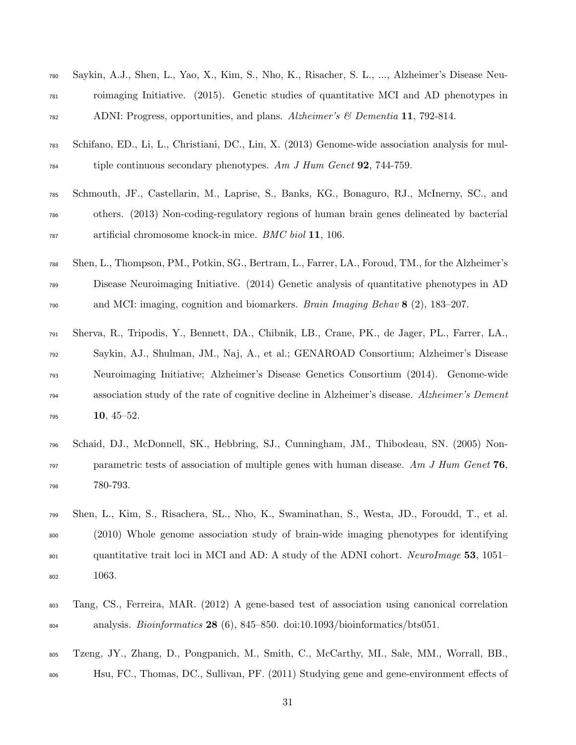Saykin, A.J., Shen, L., Yao, X., Kim, S., Nho, K., Risacher, S. L., ..., Alzheimer's Disease Neuroimaging Initiative. (2015). Genetic studies of quantitative MCI and AD phenotypes in ADNI: Progress, opportunities, and plans. *Alzheimer's & Dementia* **11**, 792-814.

Schifano, ED., Li, L., Christiani, DC., Lin, X. (2013) Genome-wide association analysis for multiple continuous secondary phenotypes. *Am J Hum Genet* **92**, 744-759.

Schmouth, JF., Castellarin, M., Laprise, S., Banks, KG., Bonaguro, RJ., McInerny, SC., and others. (2013) Non-coding-regulatory regions of human brain genes delineated by bacterial artificial chromosome knock-in mice. *BMC biol* **11**, 106.

Shen, L., Thompson, PM., Potkin, SG., Bertram, L., Farrer, LA., Foroud, TM., for the Alzheimer's Disease Neuroimaging Initiative. (2014) Genetic analysis of quantitative phenotypes in AD and MCI: imaging, cognition and biomarkers. *Brain Imaging Behav* **8** (2), 183–207.

Sherva, R., Tripodis, Y., Bennett, DA., Chibnik, LB., Crane, PK., de Jager, PL., Farrer, LA., Saykin, AJ., Shulman, JM., Naj, A., et al.; GENAROAD Consortium; Alzheimer's Disease Neuroimaging Initiative; Alzheimer's Disease Genetics Consortium (2014). Genome-wide association study of the rate of cognitive decline in Alzheimer's disease. *Alzheimer's Dement* **10**, 45–52.

Schaid, DJ., McDonnell, SK., Hebbring, SJ., Cunningham, JM., Thibodeau, SN. (2005) Nonparametric tests of association of multiple genes with human disease. *Am J Hum Genet* **76**, 780-793.

Shen, L., Kim, S., Risachera, SL., Nho, K., Swaminathan, S., Westa, JD., Foroudd, T., et al. (2010) Whole genome association study of brain-wide imaging phenotypes for identifying quantitative trait loci in MCI and AD: A study of the ADNI cohort. *NeuroImage* **53**, 1051–1063.

Tang, CS., Ferreira, MAR. (2012) A gene-based test of association using canonical correlation analysis. *Bioinformatics* **28** (6), 845–850. doi:10.1093/bioinformatics/bts051.

Tzeng, JY., Zhang, D., Pongpanich, M., Smith, C., McCarthy, MI., Sale, MM., Worrall, BB., Hsu, FC., Thomas, DC., Sullivan, PF. (2011) Studying gene and gene-environment effects of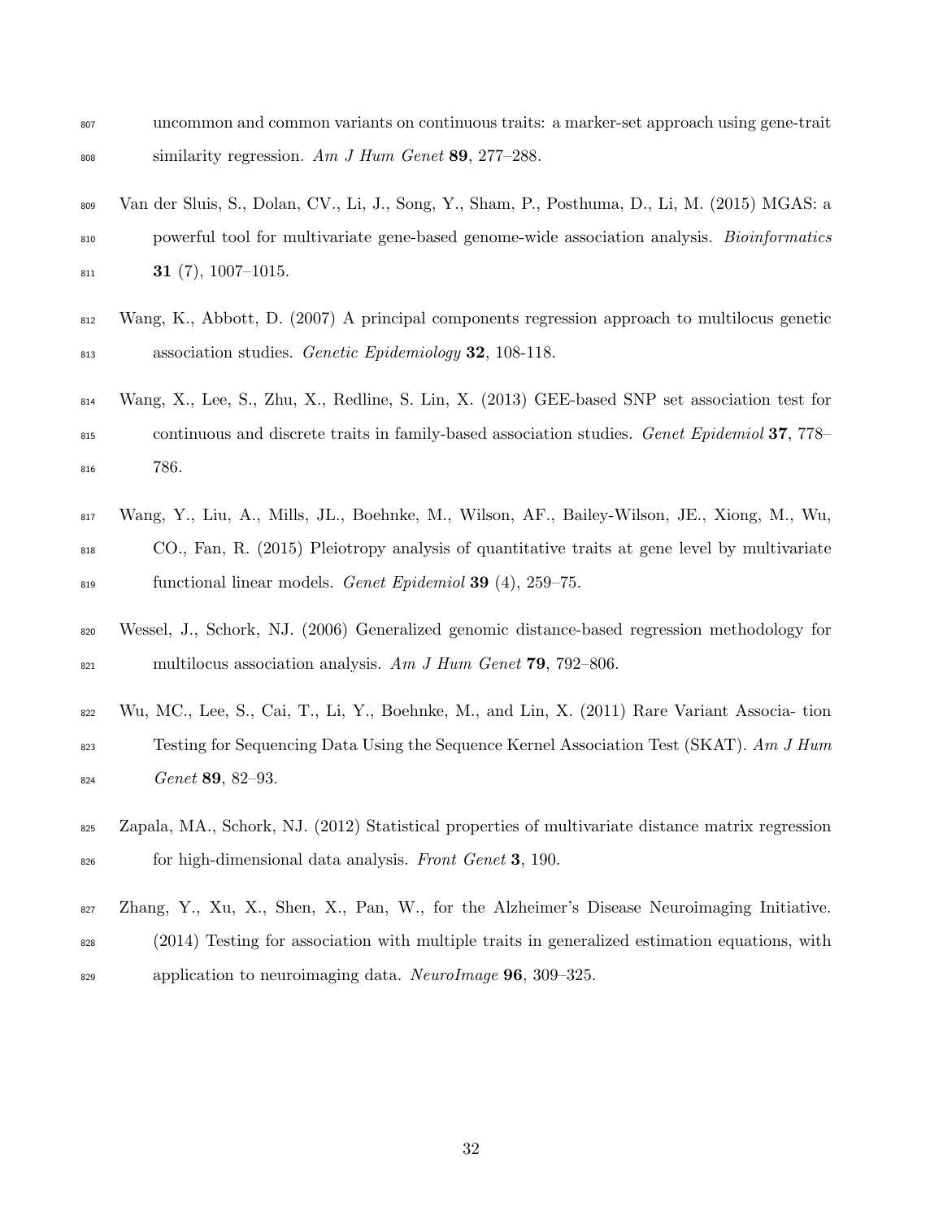uncommon and common variants on continuous traits: a marker-set approach using gene-trait similarity regression. *Am J Hum Genet* **89**, 277–288.

Van der Sluis, S., Dolan, CV., Li, J., Song, Y., Sham, P., Posthuma, D., Li, M. (2015) MGAS: a powerful tool for multivariate gene-based genome-wide association analysis. *Bioinformatics* **31** (7), 1007–1015.

Wang, K., Abbott, D. (2007) A principal components regression approach to multilocus genetic association studies. *Genetic Epidemiology* **32**, 108-118.

Wang, X., Lee, S., Zhu, X., Redline, S. Lin, X. (2013) GEE-based SNP set association test for continuous and discrete traits in family-based association studies. *Genet Epidemiol* **37**, 778–786.

Wang, Y., Liu, A., Mills, JL., Boehnke, M., Wilson, AF., Bailey-Wilson, JE., Xiong, M., Wu, CO., Fan, R. (2015) Pleiotropy analysis of quantitative traits at gene level by multivariate functional linear models. *Genet Epidemiol* **39** (4), 259–75.

Wessel, J., Schork, NJ. (2006) Generalized genomic distance-based regression methodology for multilocus association analysis. *Am J Hum Genet* **79**, 792–806.

Wu, MC., Lee, S., Cai, T., Li, Y., Boehnke, M., and Lin, X. (2011) Rare Variant Associa- tion Testing for Sequencing Data Using the Sequence Kernel Association Test (SKAT). *Am J Hum Genet* **89**, 82–93.

Zapala, MA., Schork, NJ. (2012) Statistical properties of multivariate distance matrix regression for high-dimensional data analysis. *Front Genet* **3**, 190.

Zhang, Y., Xu, X., Shen, X., Pan, W., for the Alzheimer's Disease Neuroimaging Initiative. (2014) Testing for association with multiple traits in generalized estimation equations, with application to neuroimaging data. *NeuroImage* **96**, 309–325.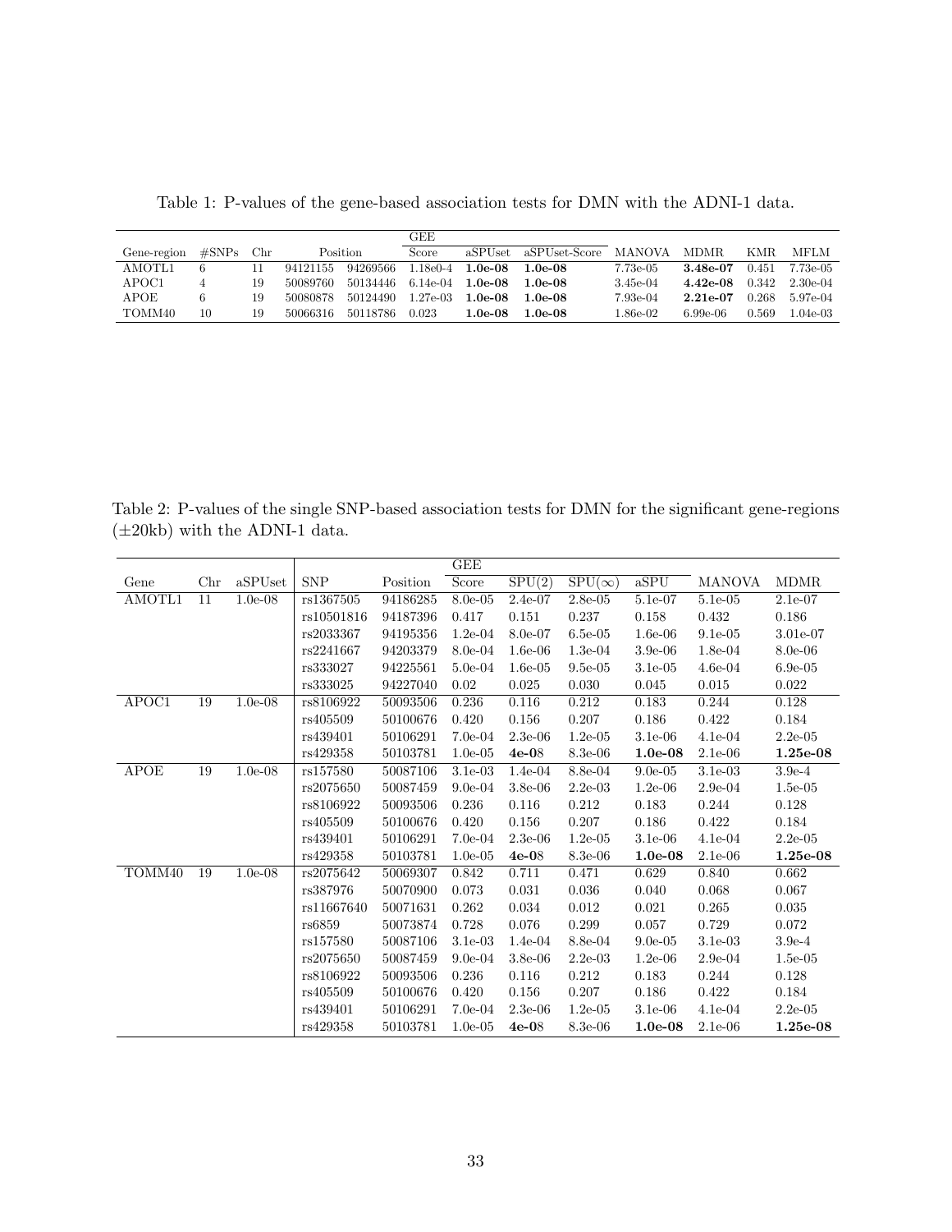Table 1: P-values of the gene-based association tests for DMN with the ADNI-1 data.

| Gene-region | #SNPs | Chr | Position | | GEE Score | aSPUset | aSPUset-Score | MANOVA | MDMR | KMR | MFLM |
|---|---|---|---|---|---|---|---|---|---|---|---|
| AMOTL1 | 6 | 11 | 94121155 | 94269566 | 1.18e0-4 | **1.0e-08** | **1.0e-08** | 7.73e-05 | **3.48e-07** | 0.451 | 7.73e-05 |
| APOC1 | 4 | 19 | 50089760 | 50134446 | 6.14e-04 | **1.0e-08** | **1.0e-08** | 3.45e-04 | **4.42e-08** | 0.342 | 2.30e-04 |
| APOE | 6 | 19 | 50080878 | 50124490 | 1.27e-03 | **1.0e-08** | **1.0e-08** | 7.93e-04 | **2.21e-07** | 0.268 | 5.97e-04 |
| TOMM40 | 10 | 19 | 50066316 | 50118786 | 0.023 | **1.0e-08** | **1.0e-08** | 1.86e-02 | 6.99e-06 | 0.569 | 1.04e-03 |

Table 2: P-values of the single SNP-based association tests for DMN for the significant gene-regions ($\pm$20kb) with the ADNI-1 data.

| Gene | Chr | aSPUset | SNP | Position | GEE Score | SPU(2) | SPU($\infty$) | aSPU | MANOVA | MDMR |
|---|---|---|---|---|---|---|---|---|---|---|
| AMOTL1 | 11 | 1.0e-08 | rs1367505 | 94186285 | 8.0e-05 | 2.4e-07 | 2.8e-05 | 5.1e-07 | 5.1e-05 | 2.1e-07 |
| | | | rs10501816 | 94187396 | 0.417 | 0.151 | 0.237 | 0.158 | 0.432 | 0.186 |
| | | | rs2033367 | 94195356 | 1.2e-04 | 8.0e-07 | 6.5e-05 | 1.6e-06 | 9.1e-05 | 3.01e-07 |
| | | | rs2241667 | 94203379 | 8.0e-04 | 1.6e-06 | 1.3e-04 | 3.9e-06 | 1.8e-04 | 8.0e-06 |
| | | | rs333027 | 94225561 | 5.0e-04 | 1.6e-05 | 9.5e-05 | 3.1e-05 | 4.6e-04 | 6.9e-05 |
| | | | rs333025 | 94227040 | 0.02 | 0.025 | 0.030 | 0.045 | 0.015 | 0.022 |
| APOC1 | 19 | 1.0e-08 | rs8106922 | 50093506 | 0.236 | 0.116 | 0.212 | 0.183 | 0.244 | 0.128 |
| | | | rs405509 | 50100676 | 0.420 | 0.156 | 0.207 | 0.186 | 0.422 | 0.184 |
| | | | rs439401 | 50106291 | 7.0e-04 | 2.3e-06 | 1.2e-05 | 3.1e-06 | 4.1e-04 | 2.2e-05 |
| | | | rs429358 | 50103781 | 1.0e-05 | **4e-08** | 8.3e-06 | **1.0e-08** | 2.1e-06 | **1.25e-08** |
| APOE | 19 | 1.0e-08 | rs157580 | 50087106 | 3.1e-03 | 1.4e-04 | 8.8e-04 | 9.0e-05 | 3.1e-03 | 3.9e-4 |
| | | | rs2075650 | 50087459 | 9.0e-04 | 3.8e-06 | 2.2e-03 | 1.2e-06 | 2.9e-04 | 1.5e-05 |
| | | | rs8106922 | 50093506 | 0.236 | 0.116 | 0.212 | 0.183 | 0.244 | 0.128 |
| | | | rs405509 | 50100676 | 0.420 | 0.156 | 0.207 | 0.186 | 0.422 | 0.184 |
| | | | rs439401 | 50106291 | 7.0e-04 | 2.3e-06 | 1.2e-05 | 3.1e-06 | 4.1e-04 | 2.2e-05 |
| | | | rs429358 | 50103781 | 1.0e-05 | **4e-08** | 8.3e-06 | **1.0e-08** | 2.1e-06 | **1.25e-08** |
| TOMM40 | 19 | 1.0e-08 | rs2075642 | 50069307 | 0.842 | 0.711 | 0.471 | 0.629 | 0.840 | 0.662 |
| | | | rs387976 | 50070900 | 0.073 | 0.031 | 0.036 | 0.040 | 0.068 | 0.067 |
| | | | rs11667640 | 50071631 | 0.262 | 0.034 | 0.012 | 0.021 | 0.265 | 0.035 |
| | | | rs6859 | 50073874 | 0.728 | 0.076 | 0.299 | 0.057 | 0.729 | 0.072 |
| | | | rs157580 | 50087106 | 3.1e-03 | 1.4e-04 | 8.8e-04 | 9.0e-05 | 3.1e-03 | 3.9e-4 |
| | | | rs2075650 | 50087459 | 9.0e-04 | 3.8e-06 | 2.2e-03 | 1.2e-06 | 2.9e-04 | 1.5e-05 |
| | | | rs8106922 | 50093506 | 0.236 | 0.116 | 0.212 | 0.183 | 0.244 | 0.128 |
| | | | rs405509 | 50100676 | 0.420 | 0.156 | 0.207 | 0.186 | 0.422 | 0.184 |
| | | | rs439401 | 50106291 | 7.0e-04 | 2.3e-06 | 1.2e-05 | 3.1e-06 | 4.1e-04 | 2.2e-05 |
| | | | rs429358 | 50103781 | 1.0e-05 | **4e-08** | 8.3e-06 | **1.0e-08** | 2.1e-06 | **1.25e-08** |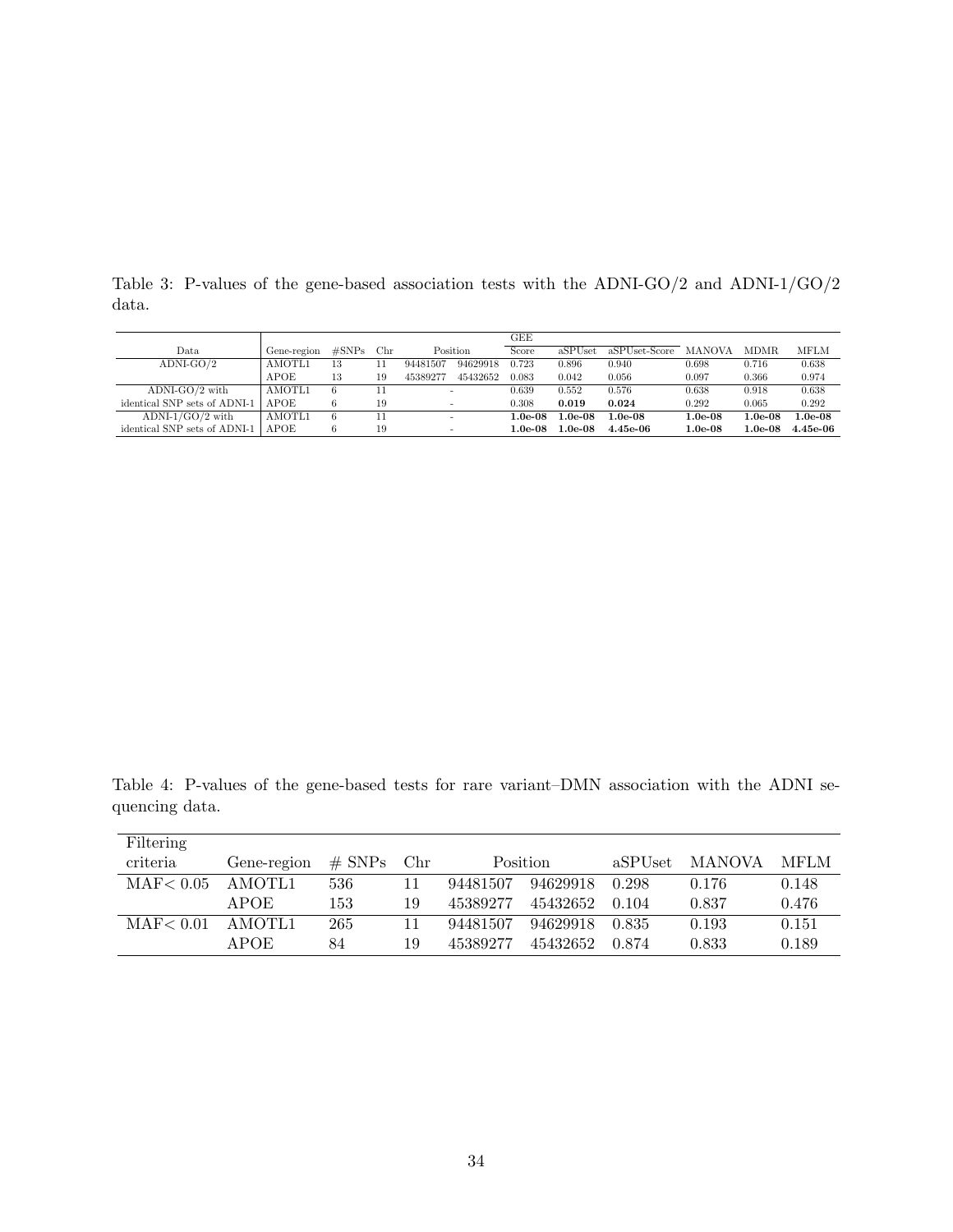Table 3: P-values of the gene-based association tests with the ADNI-GO/2 and ADNI-1/GO/2 data.

| Data | Gene-region | #SNPs | Chr | Position | | GEE Score | aSPUset | aSPUset-Score | MANOVA | MDMR | MFLM |
|---|---|---|---|---|---|---|---|---|---|---|---|
| ADNI-GO/2 | AMOTL1 | 13 | 11 | 94481507 | 94629918 | 0.723 | 0.896 | 0.940 | 0.698 | 0.716 | 0.638 |
| | APOE | 13 | 19 | 45389277 | 45432652 | 0.083 | 0.042 | 0.056 | 0.097 | 0.366 | 0.974 |
| ADNI-GO/2 with identical SNP sets of ADNI-1 | AMOTL1 | 6 | 11 | - | | 0.639 | 0.552 | 0.576 | 0.638 | 0.918 | 0.638 |
| | APOE | 6 | 19 | - | | 0.308 | **0.019** | **0.024** | 0.292 | 0.065 | 0.292 |
| ADNI-1/GO/2 with identical SNP sets of ADNI-1 | AMOTL1 | 6 | 11 | - | | **1.0e-08** | **1.0e-08** | **1.0e-08** | **1.0e-08** | **1.0e-08** | **1.0e-08** |
| | APOE | 6 | 19 | - | | **1.0e-08** | **1.0e-08** | **4.45e-06** | **1.0e-08** | **1.0e-08** | **4.45e-06** |

Table 4: P-values of the gene-based tests for rare variant–DMN association with the ADNI sequencing data.

| Filtering criteria | Gene-region | # SNPs | Chr | Position | | aSPUset | MANOVA | MFLM |
|---|---|---|---|---|---|---|---|---|
| MAF< 0.05 | AMOTL1 | 536 | 11 | 94481507 | 94629918 | 0.298 | 0.176 | 0.148 |
| | APOE | 153 | 19 | 45389277 | 45432652 | 0.104 | 0.837 | 0.476 |
| MAF< 0.01 | AMOTL1 | 265 | 11 | 94481507 | 94629918 | 0.835 | 0.193 | 0.151 |
| | APOE | 84 | 19 | 45389277 | 45432652 | 0.874 | 0.833 | 0.189 |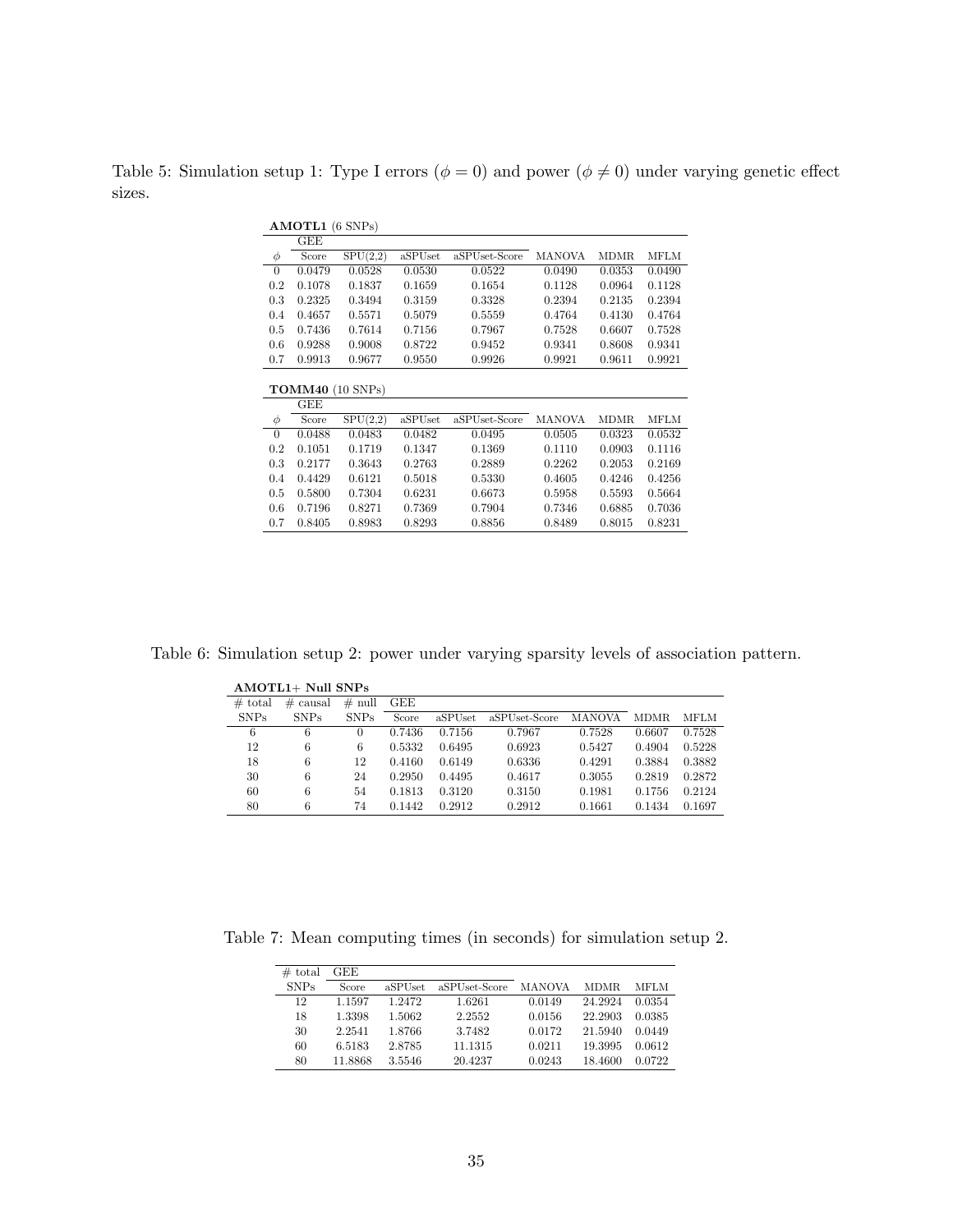Table 5: Simulation setup 1: Type I errors ($\phi = 0$) and power ($\phi \neq 0$) under varying genetic effect sizes.

**AMOTL1** (6 SNPs)

| | GEE | | | | | | |
|---|---|---|---|---|---|---|---|
| $\phi$ | Score | SPU(2,2) | aSPUset | aSPUset-Score | MANOVA | MDMR | MFLM |
| 0 | 0.0479 | 0.0528 | 0.0530 | 0.0522 | 0.0490 | 0.0353 | 0.0490 |
| 0.2 | 0.1078 | 0.1837 | 0.1659 | 0.1654 | 0.1128 | 0.0964 | 0.1128 |
| 0.3 | 0.2325 | 0.3494 | 0.3159 | 0.3328 | 0.2394 | 0.2135 | 0.2394 |
| 0.4 | 0.4657 | 0.5571 | 0.5079 | 0.5559 | 0.4764 | 0.4130 | 0.4764 |
| 0.5 | 0.7436 | 0.7614 | 0.7156 | 0.7967 | 0.7528 | 0.6607 | 0.7528 |
| 0.6 | 0.9288 | 0.9008 | 0.8722 | 0.9452 | 0.9341 | 0.8608 | 0.9341 |
| 0.7 | 0.9913 | 0.9677 | 0.9550 | 0.9926 | 0.9921 | 0.9611 | 0.9921 |

**TOMM40** (10 SNPs)

| | GEE | | | | | | |
|---|---|---|---|---|---|---|---|
| $\phi$ | Score | SPU(2,2) | aSPUset | aSPUset-Score | MANOVA | MDMR | MFLM |
| 0 | 0.0488 | 0.0483 | 0.0482 | 0.0495 | 0.0505 | 0.0323 | 0.0532 |
| 0.2 | 0.1051 | 0.1719 | 0.1347 | 0.1369 | 0.1110 | 0.0903 | 0.1116 |
| 0.3 | 0.2177 | 0.3643 | 0.2763 | 0.2889 | 0.2262 | 0.2053 | 0.2169 |
| 0.4 | 0.4429 | 0.6121 | 0.5018 | 0.5330 | 0.4605 | 0.4246 | 0.4256 |
| 0.5 | 0.5800 | 0.7304 | 0.6231 | 0.6673 | 0.5958 | 0.5593 | 0.5664 |
| 0.6 | 0.7196 | 0.8271 | 0.7369 | 0.7904 | 0.7346 | 0.6885 | 0.7036 |
| 0.7 | 0.8405 | 0.8983 | 0.8293 | 0.8856 | 0.8489 | 0.8015 | 0.8231 |

Table 6: Simulation setup 2: power under varying sparsity levels of association pattern.

**AMOTL1+ Null SNPs**

| # total SNPs | # causal SNPs | # null SNPs | GEE Score | aSPUset | aSPUset-Score | MANOVA | MDMR | MFLM |
|---|---|---|---|---|---|---|---|---|
| 6 | 6 | 0 | 0.7436 | 0.7156 | 0.7967 | 0.7528 | 0.6607 | 0.7528 |
| 12 | 6 | 6 | 0.5332 | 0.6495 | 0.6923 | 0.5427 | 0.4904 | 0.5228 |
| 18 | 6 | 12 | 0.4160 | 0.6149 | 0.6336 | 0.4291 | 0.3884 | 0.3882 |
| 30 | 6 | 24 | 0.2950 | 0.4495 | 0.4617 | 0.3055 | 0.2819 | 0.2872 |
| 60 | 6 | 54 | 0.1813 | 0.3120 | 0.3150 | 0.1981 | 0.1756 | 0.2124 |
| 80 | 6 | 74 | 0.1442 | 0.2912 | 0.2912 | 0.1661 | 0.1434 | 0.1697 |

Table 7: Mean computing times (in seconds) for simulation setup 2.

| # total SNPs | GEE Score | aSPUset | aSPUset-Score | MANOVA | MDMR | MFLM |
|---|---|---|---|---|---|---|
| 12 | 1.1597 | 1.2472 | 1.6261 | 0.0149 | 24.2924 | 0.0354 |
| 18 | 1.3398 | 1.5062 | 2.2552 | 0.0156 | 22.2903 | 0.0385 |
| 30 | 2.2541 | 1.8766 | 3.7482 | 0.0172 | 21.5940 | 0.0449 |
| 60 | 6.5183 | 2.8785 | 11.1315 | 0.0211 | 19.3995 | 0.0612 |
| 80 | 11.8868 | 3.5546 | 20.4237 | 0.0243 | 18.4600 | 0.0722 |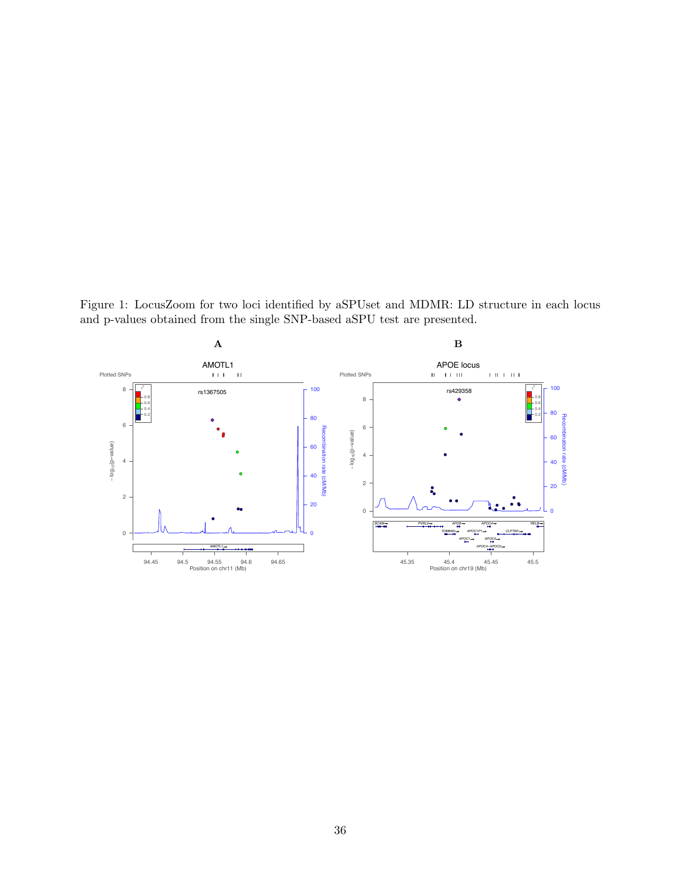Figure 1: LocusZoom for two loci identified by aSPUset and MDMR: LD structure in each locus and p-values obtained from the single SNP-based aSPU test are presented.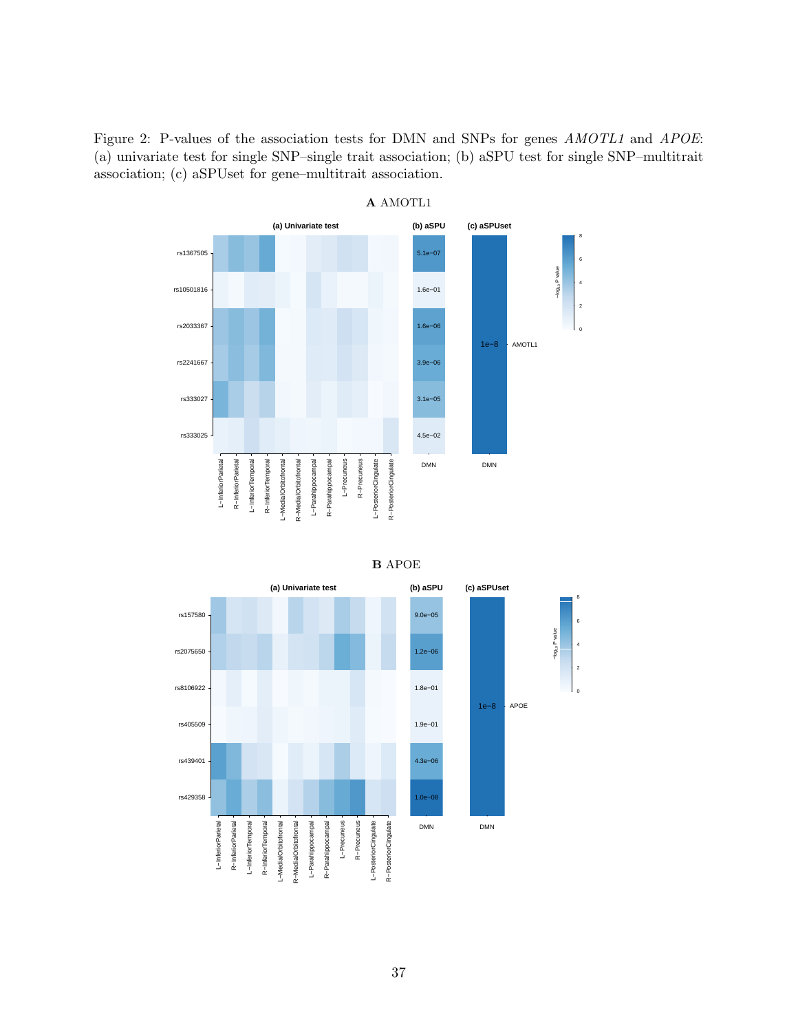Figure 2: P-values of the association tests for DMN and SNPs for genes *AMOTL1* and *APOE*: (a) univariate test for single SNP–single trait association; (b) aSPU test for single SNP–multitrait association; (c) aSPUset for gene–multitrait association.

**A** AMOTL1

(a) Univariate test

(b) aSPU

(c) aSPUset

rs1367505

rs10501816

rs2033367

rs2241667

rs333027

rs333025

5.1e−07

1.6e−01

1.6e−06

3.9e−06

3.1e−05

4.5e−02

1e−8

AMOTL1

DMN

DMN

L−InferiorParietal
R−InferiorParietal
L−InferiorTemporal
R−InferiorTemporal
L−MedialOrbitofrontal
R−MedialOrbitofrontal
L−Parahippocampal
R−Parahippocampal
L−Precuneus
R−Precuneus
L−PosteriorCingulate
R−PosteriorCingulate

$-\log_{10}$ P value

0
2
4
6
8

**B** APOE

(a) Univariate test

(b) aSPU

(c) aSPUset

rs157580

rs2075650

rs8106922

rs405509

rs439401

rs429358

9.0e−05

1.2e−06

1.8e−01

1.9e−01

4.3e−06

1.0e−08

1e−8

APOE

DMN

DMN

L−InferiorParietal
R−InferiorParietal
L−InferiorTemporal
R−InferiorTemporal
L−MedialOrbitofrontal
R−MedialOrbitofrontal
L−Parahippocampal
R−Parahippocampal
L−Precuneus
R−Precuneus
L−PosteriorCingulate
R−PosteriorCingulate

$-\log_{10}$ P value

0
2
4
6
8